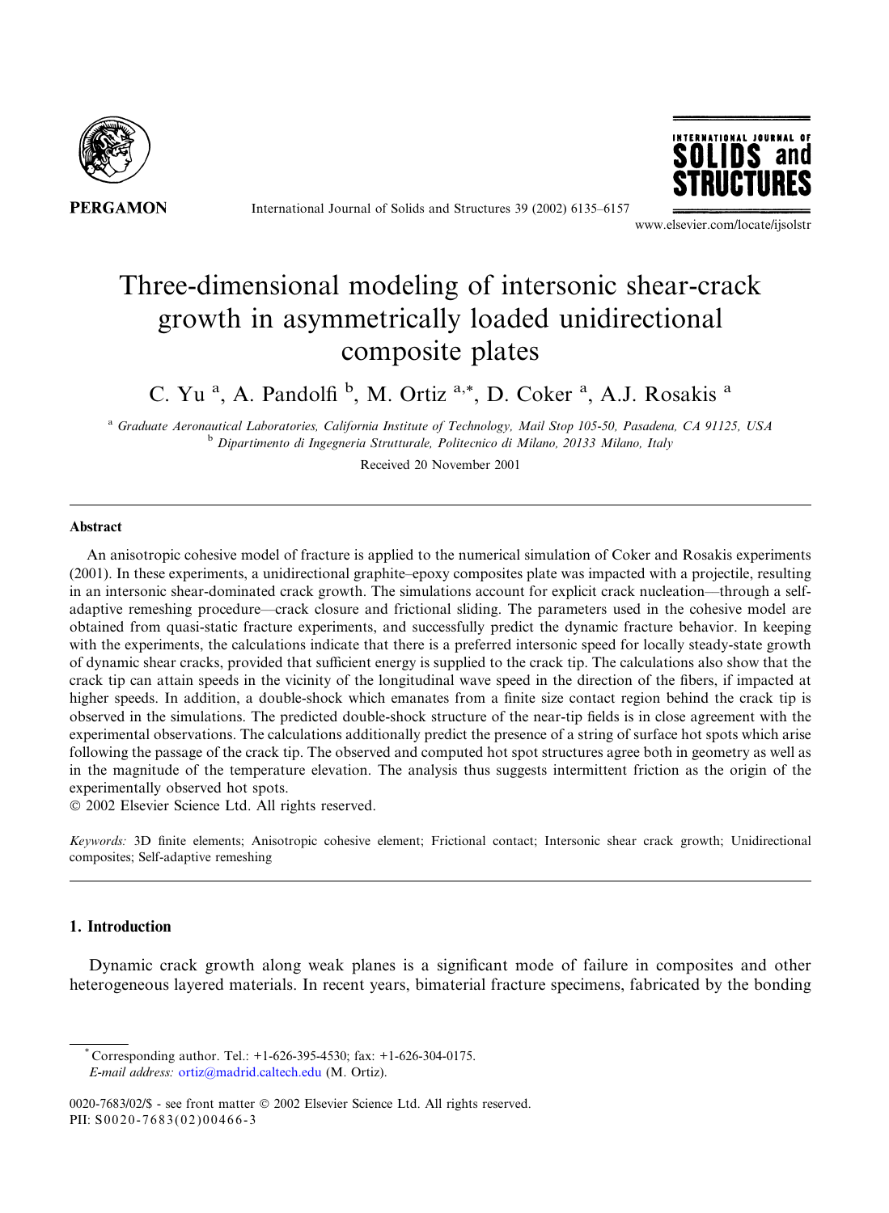# Three-dimensional modeling of intersonic shear-crack growth in asymmetrically loaded unidirectional composite plates

C. Yu [a], A. Pandolfi [b], M. Ortiz [a,*], D. Coker [a], A.J. Rosakis [a]

[a] *Graduate Aeronautical Laboratories, California Institute of Technology, Mail Stop 105-50, Pasadena, CA 91125, USA*

[b] *Dipartimento di Ingegneria Strutturale, Politecnico di Milano, 20133 Milano, Italy*

Received 20 November 2001

## Abstract

An anisotropic cohesive model of fracture is applied to the numerical simulation of Coker and Rosakis experiments (2001). In these experiments, a unidirectional graphite–epoxy composites plate was impacted with a projectile, resulting in an intersonic shear-dominated crack growth. The simulations account for explicit crack nucleation—through a self-adaptive remeshing procedure—crack closure and frictional sliding. The parameters used in the cohesive model are obtained from quasi-static fracture experiments, and successfully predict the dynamic fracture behavior. In keeping with the experiments, the calculations indicate that there is a preferred intersonic speed for locally steady-state growth of dynamic shear cracks, provided that sufficient energy is supplied to the crack tip. The calculations also show that the crack tip can attain speeds in the vicinity of the longitudinal wave speed in the direction of the fibers, if impacted at higher speeds. In addition, a double-shock which emanates from a finite size contact region behind the crack tip is observed in the simulations. The predicted double-shock structure of the near-tip fields is in close agreement with the experimental observations. The calculations additionally predict the presence of a string of surface hot spots which arise following the passage of the crack tip. The observed and computed hot spot structures agree both in geometry as well as in the magnitude of the temperature elevation. The analysis thus suggests intermittent friction as the origin of the experimentally observed hot spots.

© 2002 Elsevier Science Ltd. All rights reserved.

*Keywords:* 3D finite elements; Anisotropic cohesive element; Frictional contact; Intersonic shear crack growth; Unidirectional composites; Self-adaptive remeshing

## 1. Introduction

Dynamic crack growth along weak planes is a significant mode of failure in composites and other heterogeneous layered materials. In recent years, bimaterial fracture specimens, fabricated by the bonding

---

* Corresponding author. Tel.: +1-626-395-4530; fax: +1-626-304-0175.
*E-mail address:* ortiz@madrid.caltech.edu (M. Ortiz).

0020-7683/02/$ - see front matter © 2002 Elsevier Science Ltd. All rights reserved.
PII: S0020-7683(02)00466-3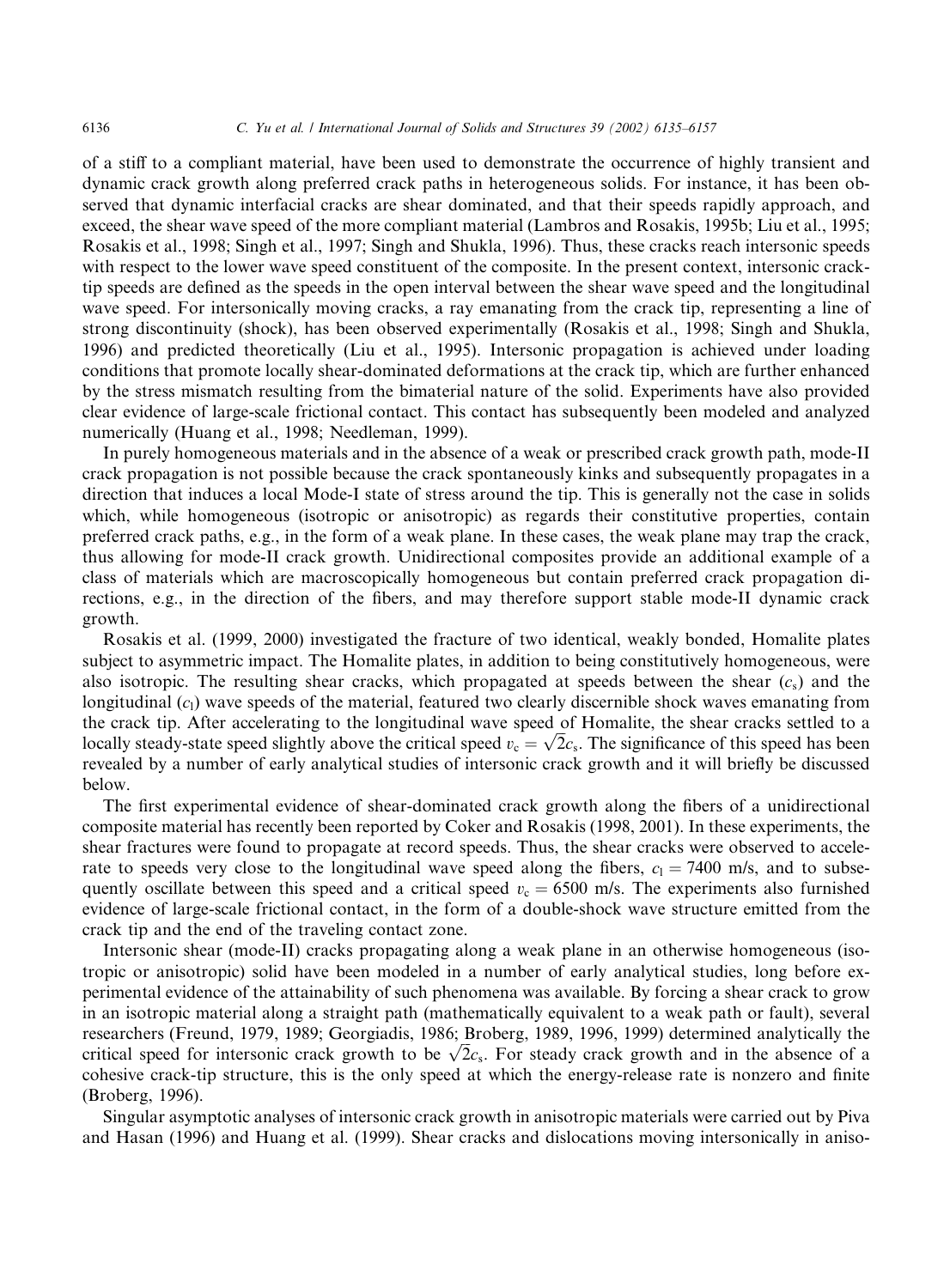of a stiff to a compliant material, have been used to demonstrate the occurrence of highly transient and dynamic crack growth along preferred crack paths in heterogeneous solids. For instance, it has been observed that dynamic interfacial cracks are shear dominated, and that their speeds rapidly approach, and exceed, the shear wave speed of the more compliant material (Lambros and Rosakis, 1995b; Liu et al., 1995; Rosakis et al., 1998; Singh et al., 1997; Singh and Shukla, 1996). Thus, these cracks reach intersonic speeds with respect to the lower wave speed constituent of the composite. In the present context, intersonic crack-tip speeds are defined as the speeds in the open interval between the shear wave speed and the longitudinal wave speed. For intersonically moving cracks, a ray emanating from the crack tip, representing a line of strong discontinuity (shock), has been observed experimentally (Rosakis et al., 1998; Singh and Shukla, 1996) and predicted theoretically (Liu et al., 1995). Intersonic propagation is achieved under loading conditions that promote locally shear-dominated deformations at the crack tip, which are further enhanced by the stress mismatch resulting from the bimaterial nature of the solid. Experiments have also provided clear evidence of large-scale frictional contact. This contact has subsequently been modeled and analyzed numerically (Huang et al., 1998; Needleman, 1999).

In purely homogeneous materials and in the absence of a weak or prescribed crack growth path, mode-II crack propagation is not possible because the crack spontaneously kinks and subsequently propagates in a direction that induces a local Mode-I state of stress around the tip. This is generally not the case in solids which, while homogeneous (isotropic or anisotropic) as regards their constitutive properties, contain preferred crack paths, e.g., in the form of a weak plane. In these cases, the weak plane may trap the crack, thus allowing for mode-II crack growth. Unidirectional composites provide an additional example of a class of materials which are macroscopically homogeneous but contain preferred crack propagation directions, e.g., in the direction of the fibers, and may therefore support stable mode-II dynamic crack growth.

Rosakis et al. (1999, 2000) investigated the fracture of two identical, weakly bonded, Homalite plates subject to asymmetric impact. The Homalite plates, in addition to being constitutively homogeneous, were also isotropic. The resulting shear cracks, which propagated at speeds between the shear ($c_s$) and the longitudinal ($c_l$) wave speeds of the material, featured two clearly discernible shock waves emanating from the crack tip. After accelerating to the longitudinal wave speed of Homalite, the shear cracks settled to a locally steady-state speed slightly above the critical speed $v_c = \sqrt{2}c_s$. The significance of this speed has been revealed by a number of early analytical studies of intersonic crack growth and it will briefly be discussed below.

The first experimental evidence of shear-dominated crack growth along the fibers of a unidirectional composite material has recently been reported by Coker and Rosakis (1998, 2001). In these experiments, the shear fractures were found to propagate at record speeds. Thus, the shear cracks were observed to accelerate to speeds very close to the longitudinal wave speed along the fibers, $c_l = 7400$ m/s, and to subsequently oscillate between this speed and a critical speed $v_c = 6500$ m/s. The experiments also furnished evidence of large-scale frictional contact, in the form of a double-shock wave structure emitted from the crack tip and the end of the traveling contact zone.

Intersonic shear (mode-II) cracks propagating along a weak plane in an otherwise homogeneous (isotropic or anisotropic) solid have been modeled in a number of early analytical studies, long before experimental evidence of the attainability of such phenomena was available. By forcing a shear crack to grow in an isotropic material along a straight path (mathematically equivalent to a weak path or fault), several researchers (Freund, 1979, 1989; Georgiadis, 1986; Broberg, 1989, 1996, 1999) determined analytically the critical speed for intersonic crack growth to be $\sqrt{2}c_s$. For steady crack growth and in the absence of a cohesive crack-tip structure, this is the only speed at which the energy-release rate is nonzero and finite (Broberg, 1996).

Singular asymptotic analyses of intersonic crack growth in anisotropic materials were carried out by Piva and Hasan (1996) and Huang et al. (1999). Shear cracks and dislocations moving intersonically in aniso-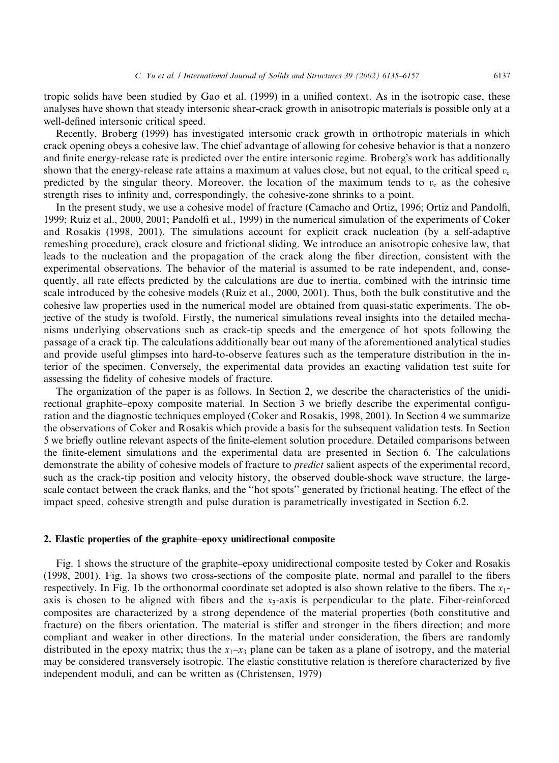tropic solids have been studied by Gao et al. (1999) in a unified context. As in the isotropic case, these analyses have shown that steady intersonic shear-crack growth in anisotropic materials is possible only at a well-defined intersonic critical speed.

Recently, Broberg (1999) has investigated intersonic crack growth in orthotropic materials in which crack opening obeys a cohesive law. The chief advantage of allowing for cohesive behavior is that a nonzero and finite energy-release rate is predicted over the entire intersonic regime. Broberg's work has additionally shown that the energy-release rate attains a maximum at values close, but not equal, to the critical speed $v_c$ predicted by the singular theory. Moreover, the location of the maximum tends to $v_c$ as the cohesive strength rises to infinity and, correspondingly, the cohesive-zone shrinks to a point.

In the present study, we use a cohesive model of fracture (Camacho and Ortiz, 1996; Ortiz and Pandolfi, 1999; Ruiz et al., 2000, 2001; Pandolfi et al., 1999) in the numerical simulation of the experiments of Coker and Rosakis (1998, 2001). The simulations account for explicit crack nucleation (by a self-adaptive remeshing procedure), crack closure and frictional sliding. We introduce an anisotropic cohesive law, that leads to the nucleation and the propagation of the crack along the fiber direction, consistent with the experimental observations. The behavior of the material is assumed to be rate independent, and, consequently, all rate effects predicted by the calculations are due to inertia, combined with the intrinsic time scale introduced by the cohesive models (Ruiz et al., 2000, 2001). Thus, both the bulk constitutive and the cohesive law properties used in the numerical model are obtained from quasi-static experiments. The objective of the study is twofold. Firstly, the numerical simulations reveal insights into the detailed mechanisms underlying observations such as crack-tip speeds and the emergence of hot spots following the passage of a crack tip. The calculations additionally bear out many of the aforementioned analytical studies and provide useful glimpses into hard-to-observe features such as the temperature distribution in the interior of the specimen. Conversely, the experimental data provides an exacting validation test suite for assessing the fidelity of cohesive models of fracture.

The organization of the paper is as follows. In Section 2, we describe the characteristics of the unidirectional graphite–epoxy composite material. In Section 3 we briefly describe the experimental configuration and the diagnostic techniques employed (Coker and Rosakis, 1998, 2001). In Section 4 we summarize the observations of Coker and Rosakis which provide a basis for the subsequent validation tests. In Section 5 we briefly outline relevant aspects of the finite-element solution procedure. Detailed comparisons between the finite-element simulations and the experimental data are presented in Section 6. The calculations demonstrate the ability of cohesive models of fracture to *predict* salient aspects of the experimental record, such as the crack-tip position and velocity history, the observed double-shock wave structure, the large-scale contact between the crack flanks, and the "hot spots" generated by frictional heating. The effect of the impact speed, cohesive strength and pulse duration is parametrically investigated in Section 6.2.

## 2. Elastic properties of the graphite–epoxy unidirectional composite

Fig. 1 shows the structure of the graphite–epoxy unidirectional composite tested by Coker and Rosakis (1998, 2001). Fig. 1a shows two cross-sections of the composite plate, normal and parallel to the fibers respectively. In Fig. 1b the orthonormal coordinate set adopted is also shown relative to the fibers. The $x_1$-axis is chosen to be aligned with fibers and the $x_3$-axis is perpendicular to the plate. Fiber-reinforced composites are characterized by a strong dependence of the material properties (both constitutive and fracture) on the fibers orientation. The material is stiffer and stronger in the fibers direction; and more compliant and weaker in other directions. In the material under consideration, the fibers are randomly distributed in the epoxy matrix; thus the $x_1$–$x_3$ plane can be taken as a plane of isotropy, and the material may be considered transversely isotropic. The elastic constitutive relation is therefore characterized by five independent moduli, and can be written as (Christensen, 1979)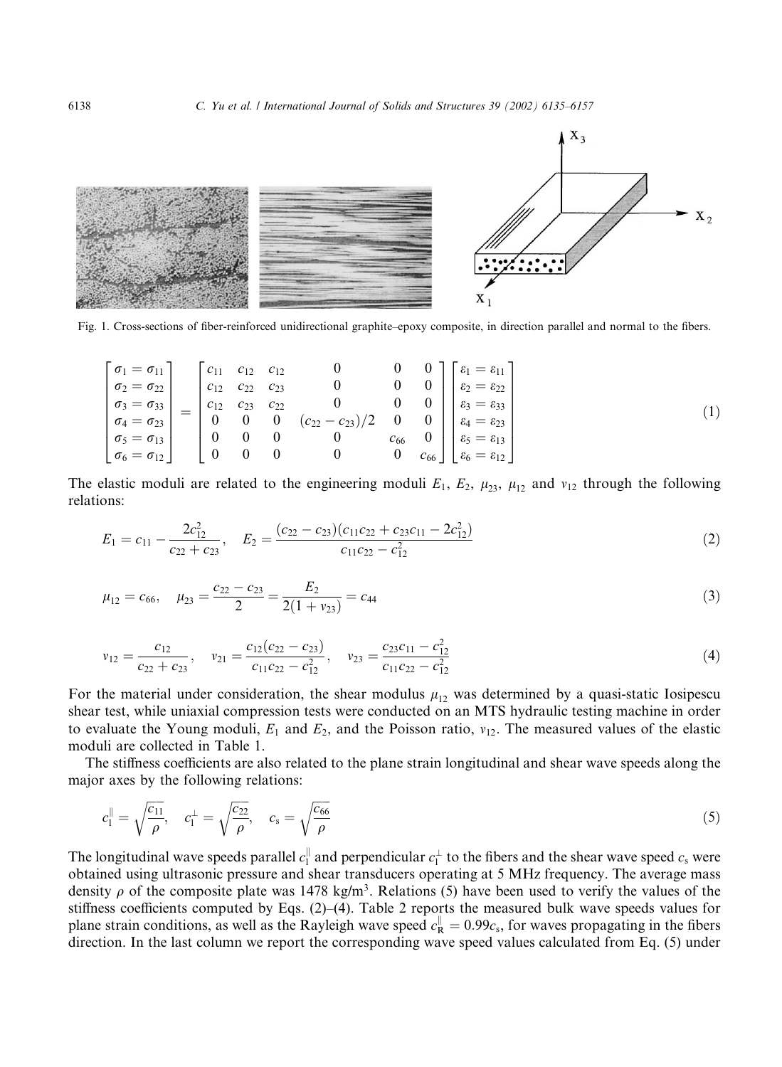Fig. 1. Cross-sections of fiber-reinforced unidirectional graphite–epoxy composite, in direction parallel and normal to the fibers.

$$
\begin{bmatrix} \sigma_1 = \sigma_{11} \\ \sigma_2 = \sigma_{22} \\ \sigma_3 = \sigma_{33} \\ \sigma_4 = \sigma_{23} \\ \sigma_5 = \sigma_{13} \\ \sigma_6 = \sigma_{12} \end{bmatrix} = \begin{bmatrix} c_{11} & c_{12} & c_{12} & 0 & 0 & 0 \\ c_{12} & c_{22} & c_{23} & 0 & 0 & 0 \\ c_{12} & c_{23} & c_{22} & 0 & 0 & 0 \\ 0 & 0 & 0 & (c_{22} - c_{23})/2 & 0 & 0 \\ 0 & 0 & 0 & 0 & c_{66} & 0 \\ 0 & 0 & 0 & 0 & 0 & c_{66} \end{bmatrix} \begin{bmatrix} \varepsilon_1 = \varepsilon_{11} \\ \varepsilon_2 = \varepsilon_{22} \\ \varepsilon_3 = \varepsilon_{33} \\ \varepsilon_4 = \varepsilon_{23} \\ \varepsilon_5 = \varepsilon_{13} \\ \varepsilon_6 = \varepsilon_{12} \end{bmatrix} \tag{1}
$$

The elastic moduli are related to the engineering moduli $E_1$, $E_2$, $\mu_{23}$, $\mu_{12}$ and $v_{12}$ through the following relations:

$$
E_1 = c_{11} - \frac{2c_{12}^2}{c_{22} + c_{23}}, \quad E_2 = \frac{(c_{22} - c_{23})(c_{11}c_{22} + c_{23}c_{11} - 2c_{12}^2)}{c_{11}c_{22} - c_{12}^2} \tag{2}
$$

$$
\mu_{12} = c_{66}, \quad \mu_{23} = \frac{c_{22} - c_{23}}{2} = \frac{E_2}{2(1 + v_{23})} = c_{44} \tag{3}
$$

$$
v_{12} = \frac{c_{12}}{c_{22} + c_{23}}, \quad v_{21} = \frac{c_{12}(c_{22} - c_{23})}{c_{11}c_{22} - c_{12}^2}, \quad v_{23} = \frac{c_{23}c_{11} - c_{12}^2}{c_{11}c_{22} - c_{12}^2} \tag{4}
$$

For the material under consideration, the shear modulus $\mu_{12}$ was determined by a quasi-static Iosipescu shear test, while uniaxial compression tests were conducted on an MTS hydraulic testing machine in order to evaluate the Young moduli, $E_1$ and $E_2$, and the Poisson ratio, $v_{12}$. The measured values of the elastic moduli are collected in Table 1.

The stiffness coefficients are also related to the plane strain longitudinal and shear wave speeds along the major axes by the following relations:

$$
c_1^{\parallel} = \sqrt{\frac{c_{11}}{\rho}}, \quad c_1^{\perp} = \sqrt{\frac{c_{22}}{\rho}}, \quad c_s = \sqrt{\frac{c_{66}}{\rho}} \tag{5}
$$

The longitudinal wave speeds parallel $c_1^{\parallel}$ and perpendicular $c_1^{\perp}$ to the fibers and the shear wave speed $c_s$ were obtained using ultrasonic pressure and shear transducers operating at 5 MHz frequency. The average mass density $\rho$ of the composite plate was 1478 kg/m$^3$. Relations (5) have been used to verify the values of the stiffness coefficients computed by Eqs. (2)–(4). Table 2 reports the measured bulk wave speeds values for plane strain conditions, as well as the Rayleigh wave speed $c_R^{\parallel} = 0.99c_s$, for waves propagating in the fibers direction. In the last column we report the corresponding wave speed values calculated from Eq. (5) under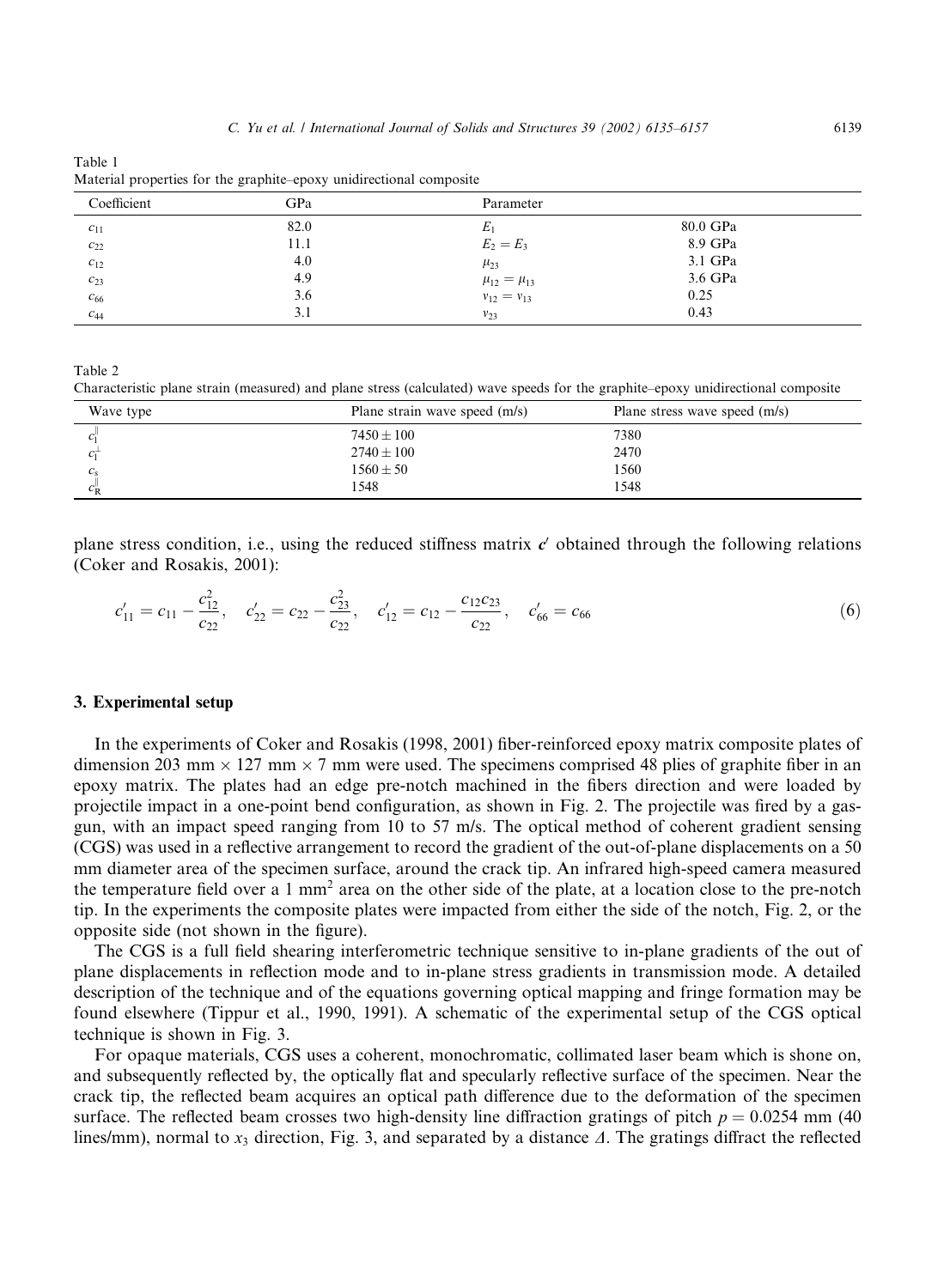Table 1
Material properties for the graphite–epoxy unidirectional composite

| Coefficient | GPa | Parameter | |
|---|---|---|---|
| $c_{11}$ | 82.0 | $E_1$ | 80.0 GPa |
| $c_{22}$ | 11.1 | $E_2 = E_3$ | 8.9 GPa |
| $c_{12}$ | 4.0 | $\mu_{23}$ | 3.1 GPa |
| $c_{23}$ | 4.9 | $\mu_{12} = \mu_{13}$ | 3.6 GPa |
| $c_{66}$ | 3.6 | $\nu_{12} = \nu_{13}$ | 0.25 |
| $c_{44}$ | 3.1 | $\nu_{23}$ | 0.43 |

Table 2
Characteristic plane strain (measured) and plane stress (calculated) wave speeds for the graphite–epoxy unidirectional composite

| Wave type | Plane strain wave speed (m/s) | Plane stress wave speed (m/s) |
|---|---|---|
| $c_1^{\parallel}$ | $7450 \pm 100$ | 7380 |
| $c_1^{\perp}$ | $2740 \pm 100$ | 2470 |
| $c_s$ | $1560 \pm 50$ | 1560 |
| $c_R^{\parallel}$ | 1548 | 1548 |

plane stress condition, i.e., using the reduced stiffness matrix $\boldsymbol{c}'$ obtained through the following relations (Coker and Rosakis, 2001):

$$c'_{11} = c_{11} - \frac{c_{12}^2}{c_{22}}, \quad c'_{22} = c_{22} - \frac{c_{23}^2}{c_{22}}, \quad c'_{12} = c_{12} - \frac{c_{12}c_{23}}{c_{22}}, \quad c'_{66} = c_{66} \tag{6}$$

## 3. Experimental setup

In the experiments of Coker and Rosakis (1998, 2001) fiber-reinforced epoxy matrix composite plates of dimension 203 mm × 127 mm × 7 mm were used. The specimens comprised 48 plies of graphite fiber in an epoxy matrix. The plates had an edge pre-notch machined in the fibers direction and were loaded by projectile impact in a one-point bend configuration, as shown in Fig. 2. The projectile was fired by a gas-gun, with an impact speed ranging from 10 to 57 m/s. The optical method of coherent gradient sensing (CGS) was used in a reflective arrangement to record the gradient of the out-of-plane displacements on a 50 mm diameter area of the specimen surface, around the crack tip. An infrared high-speed camera measured the temperature field over a 1 mm$^2$ area on the other side of the plate, at a location close to the pre-notch tip. In the experiments the composite plates were impacted from either the side of the notch, Fig. 2, or the opposite side (not shown in the figure).

The CGS is a full field shearing interferometric technique sensitive to in-plane gradients of the out of plane displacements in reflection mode and to in-plane stress gradients in transmission mode. A detailed description of the technique and of the equations governing optical mapping and fringe formation may be found elsewhere (Tippur et al., 1990, 1991). A schematic of the experimental setup of the CGS optical technique is shown in Fig. 3.

For opaque materials, CGS uses a coherent, monochromatic, collimated laser beam which is shone on, and subsequently reflected by, the optically flat and specularly reflective surface of the specimen. Near the crack tip, the reflected beam acquires an optical path difference due to the deformation of the specimen surface. The reflected beam crosses two high-density line diffraction gratings of pitch $p = 0.0254$ mm (40 lines/mm), normal to $x_3$ direction, Fig. 3, and separated by a distance $\Delta$. The gratings diffract the reflected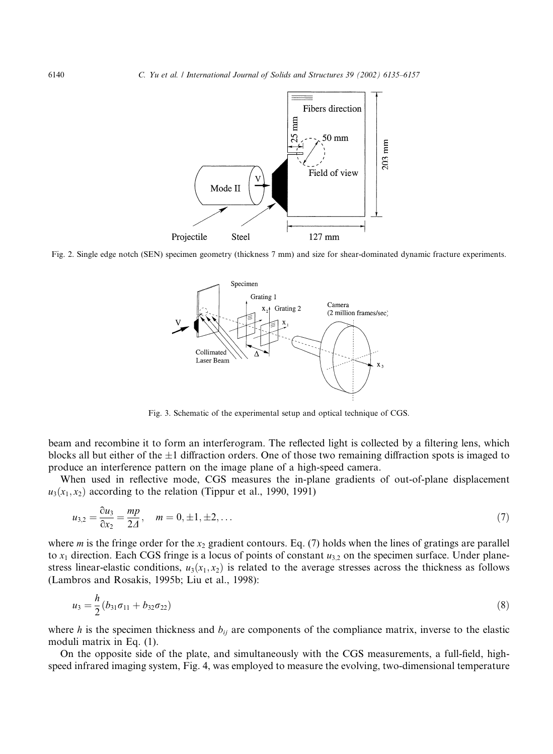Fig. 2. Single edge notch (SEN) specimen geometry (thickness 7 mm) and size for shear-dominated dynamic fracture experiments.

Fig. 3. Schematic of the experimental setup and optical technique of CGS.

beam and recombine it to form an interferogram. The reflected light is collected by a filtering lens, which blocks all but either of the ±1 diffraction orders. One of those two remaining diffraction spots is imaged to produce an interference pattern on the image plane of a high-speed camera.

When used in reflective mode, CGS measures the in-plane gradients of out-of-plane displacement $u_3(x_1, x_2)$ according to the relation (Tippur et al., 1990, 1991)

$$u_{3,2} = \frac{\partial u_3}{\partial x_2} = \frac{mp}{2\Delta}, \quad m = 0, \pm 1, \pm 2, \ldots \tag{7}$$

where $m$ is the fringe order for the $x_2$ gradient contours. Eq. (7) holds when the lines of gratings are parallel to $x_1$ direction. Each CGS fringe is a locus of points of constant $u_{3,2}$ on the specimen surface. Under plane-stress linear-elastic conditions, $u_3(x_1, x_2)$ is related to the average stresses across the thickness as follows (Lambros and Rosakis, 1995b; Liu et al., 1998):

$$u_3 = \frac{h}{2}(b_{31}\sigma_{11} + b_{32}\sigma_{22}) \tag{8}$$

where $h$ is the specimen thickness and $b_{ij}$ are components of the compliance matrix, inverse to the elastic moduli matrix in Eq. (1).

On the opposite side of the plate, and simultaneously with the CGS measurements, a full-field, high-speed infrared imaging system, Fig. 4, was employed to measure the evolving, two-dimensional temperature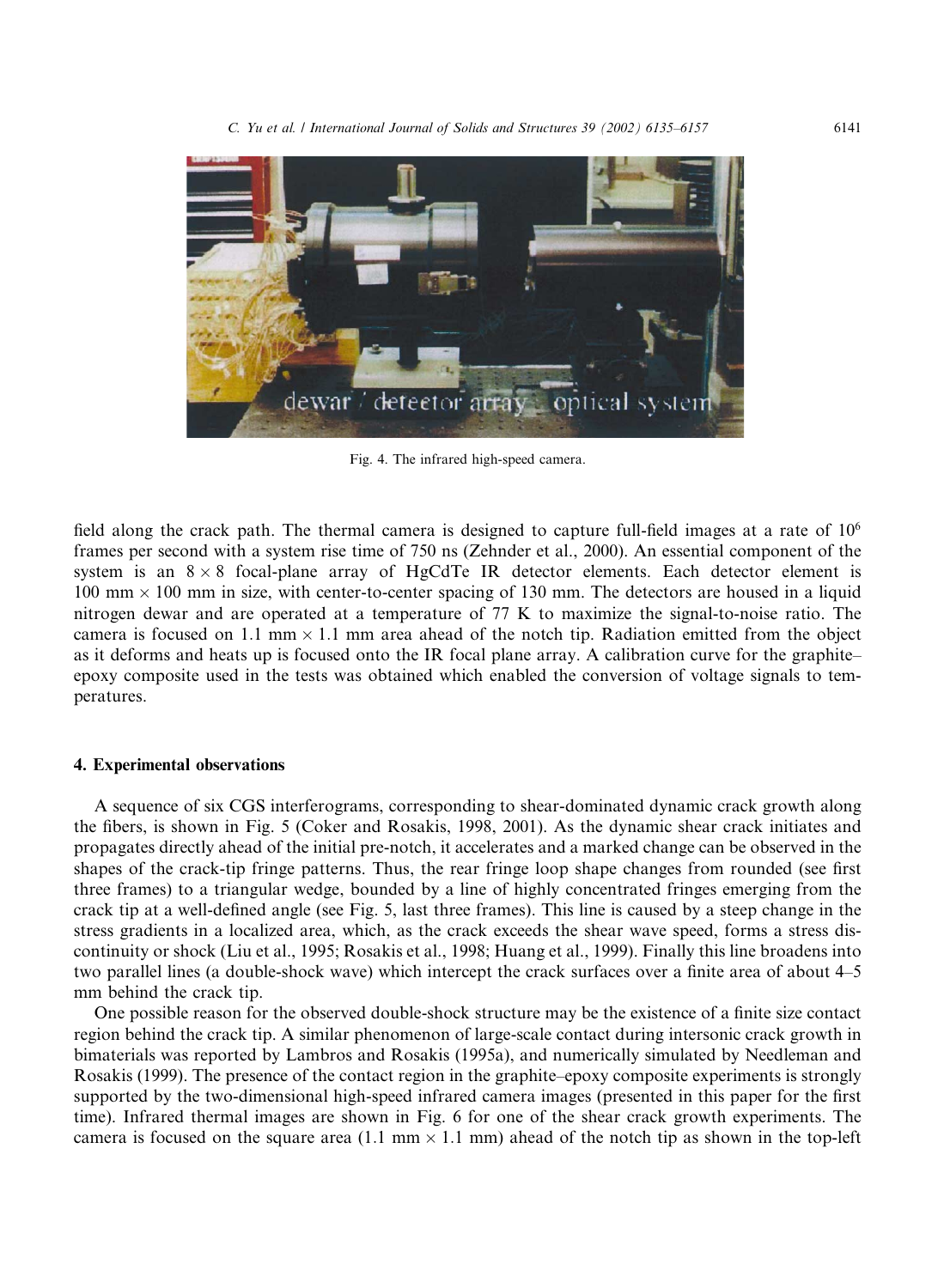Fig. 4. The infrared high-speed camera.

field along the crack path. The thermal camera is designed to capture full-field images at a rate of $10^6$ frames per second with a system rise time of 750 ns (Zehnder et al., 2000). An essential component of the system is an $8 \times 8$ focal-plane array of HgCdTe IR detector elements. Each detector element is 100 mm $\times$ 100 mm in size, with center-to-center spacing of 130 mm. The detectors are housed in a liquid nitrogen dewar and are operated at a temperature of 77 K to maximize the signal-to-noise ratio. The camera is focused on 1.1 mm $\times$ 1.1 mm area ahead of the notch tip. Radiation emitted from the object as it deforms and heats up is focused onto the IR focal plane array. A calibration curve for the graphite–epoxy composite used in the tests was obtained which enabled the conversion of voltage signals to temperatures.

## 4. Experimental observations

A sequence of six CGS interferograms, corresponding to shear-dominated dynamic crack growth along the fibers, is shown in Fig. 5 (Coker and Rosakis, 1998, 2001). As the dynamic shear crack initiates and propagates directly ahead of the initial pre-notch, it accelerates and a marked change can be observed in the shapes of the crack-tip fringe patterns. Thus, the rear fringe loop shape changes from rounded (see first three frames) to a triangular wedge, bounded by a line of highly concentrated fringes emerging from the crack tip at a well-defined angle (see Fig. 5, last three frames). This line is caused by a steep change in the stress gradients in a localized area, which, as the crack exceeds the shear wave speed, forms a stress discontinuity or shock (Liu et al., 1995; Rosakis et al., 1998; Huang et al., 1999). Finally this line broadens into two parallel lines (a double-shock wave) which intercept the crack surfaces over a finite area of about 4–5 mm behind the crack tip.

One possible reason for the observed double-shock structure may be the existence of a finite size contact region behind the crack tip. A similar phenomenon of large-scale contact during intersonic crack growth in bimaterials was reported by Lambros and Rosakis (1995a), and numerically simulated by Needleman and Rosakis (1999). The presence of the contact region in the graphite–epoxy composite experiments is strongly supported by the two-dimensional high-speed infrared camera images (presented in this paper for the first time). Infrared thermal images are shown in Fig. 6 for one of the shear crack growth experiments. The camera is focused on the square area (1.1 mm $\times$ 1.1 mm) ahead of the notch tip as shown in the top-left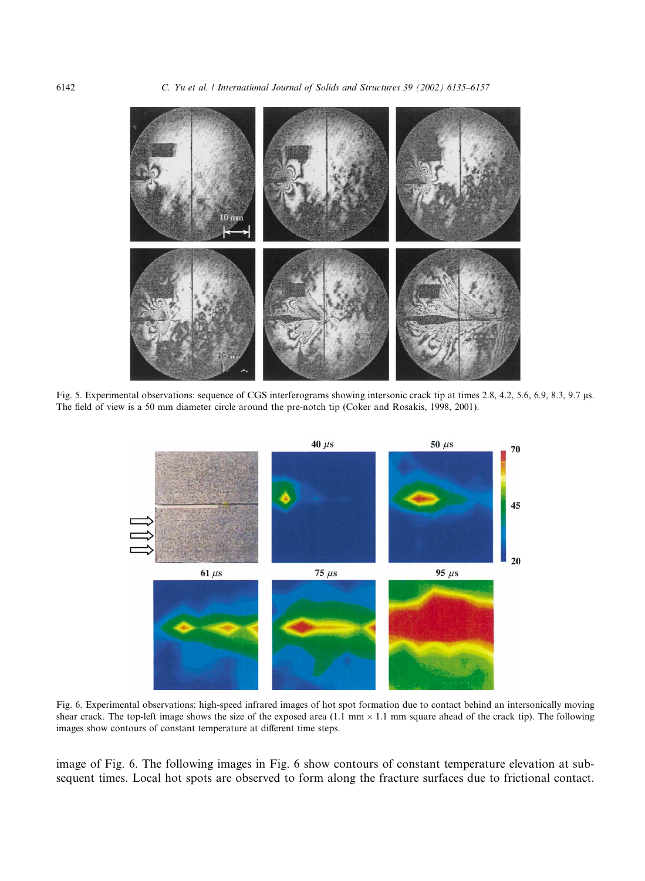Fig. 5. Experimental observations: sequence of CGS interferograms showing intersonic crack tip at times 2.8, 4.2, 5.6, 6.9, 8.3, 9.7 μs. The field of view is a 50 mm diameter circle around the pre-notch tip (Coker and Rosakis, 1998, 2001).

Fig. 6. Experimental observations: high-speed infrared images of hot spot formation due to contact behind an intersonically moving shear crack. The top-left image shows the size of the exposed area (1.1 mm × 1.1 mm square ahead of the crack tip). The following images show contours of constant temperature at different time steps.

image of Fig. 6. The following images in Fig. 6 show contours of constant temperature elevation at subsequent times. Local hot spots are observed to form along the fracture surfaces due to frictional contact.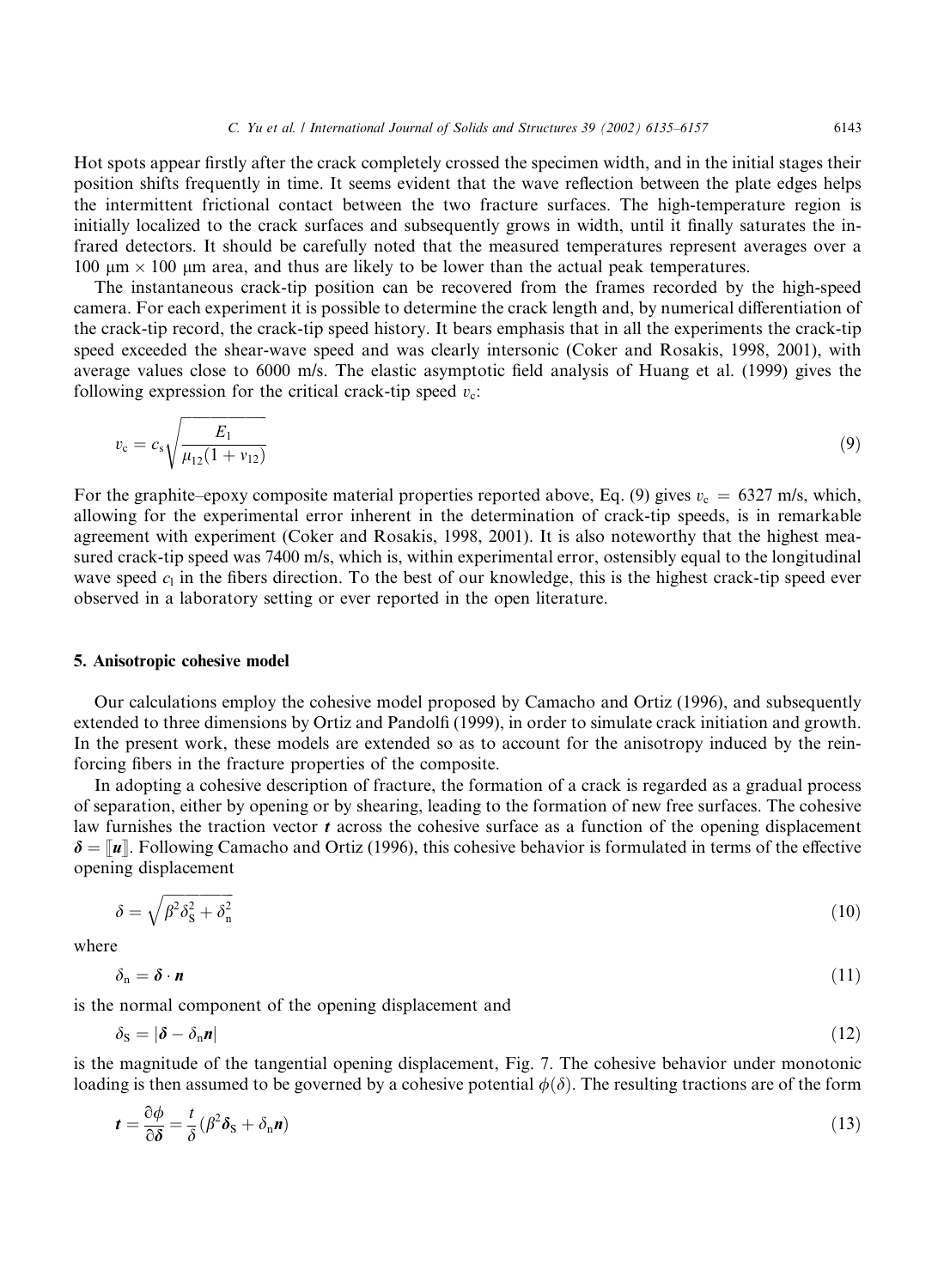Hot spots appear firstly after the crack completely crossed the specimen width, and in the initial stages their position shifts frequently in time. It seems evident that the wave reflection between the plate edges helps the intermittent frictional contact between the two fracture surfaces. The high-temperature region is initially localized to the crack surfaces and subsequently grows in width, until it finally saturates the infrared detectors. It should be carefully noted that the measured temperatures represent averages over a 100 μm × 100 μm area, and thus are likely to be lower than the actual peak temperatures.

The instantaneous crack-tip position can be recovered from the frames recorded by the high-speed camera. For each experiment it is possible to determine the crack length and, by numerical differentiation of the crack-tip record, the crack-tip speed history. It bears emphasis that in all the experiments the crack-tip speed exceeded the shear-wave speed and was clearly intersonic (Coker and Rosakis, 1998, 2001), with average values close to 6000 m/s. The elastic asymptotic field analysis of Huang et al. (1999) gives the following expression for the critical crack-tip speed $v_c$:

$$v_c = c_s \sqrt{\frac{E_1}{\mu_{12}(1 + v_{12})}} \tag{9}$$

For the graphite–epoxy composite material properties reported above, Eq. (9) gives $v_c = 6327$ m/s, which, allowing for the experimental error inherent in the determination of crack-tip speeds, is in remarkable agreement with experiment (Coker and Rosakis, 1998, 2001). It is also noteworthy that the highest measured crack-tip speed was 7400 m/s, which is, within experimental error, ostensibly equal to the longitudinal wave speed $c_l$ in the fibers direction. To the best of our knowledge, this is the highest crack-tip speed ever observed in a laboratory setting or ever reported in the open literature.

## 5. Anisotropic cohesive model

Our calculations employ the cohesive model proposed by Camacho and Ortiz (1996), and subsequently extended to three dimensions by Ortiz and Pandolfi (1999), in order to simulate crack initiation and growth. In the present work, these models are extended so as to account for the anisotropy induced by the reinforcing fibers in the fracture properties of the composite.

In adopting a cohesive description of fracture, the formation of a crack is regarded as a gradual process of separation, either by opening or by shearing, leading to the formation of new free surfaces. The cohesive law furnishes the traction vector $\boldsymbol{t}$ across the cohesive surface as a function of the opening displacement $\boldsymbol{\delta} = [\![\boldsymbol{u}]\!]$. Following Camacho and Ortiz (1996), this cohesive behavior is formulated in terms of the effective opening displacement

$$\delta = \sqrt{\beta^2 \delta_S^2 + \delta_n^2} \tag{10}$$

where

$$\delta_n = \boldsymbol{\delta} \cdot \boldsymbol{n} \tag{11}$$

is the normal component of the opening displacement and

$$\delta_S = |\boldsymbol{\delta} - \delta_n \boldsymbol{n}| \tag{12}$$

is the magnitude of the tangential opening displacement, Fig. 7. The cohesive behavior under monotonic loading is then assumed to be governed by a cohesive potential $\phi(\delta)$. The resulting tractions are of the form

$$\boldsymbol{t} = \frac{\partial \phi}{\partial \boldsymbol{\delta}} = \frac{t}{\delta}(\beta^2 \boldsymbol{\delta}_S + \delta_n \boldsymbol{n}) \tag{13}$$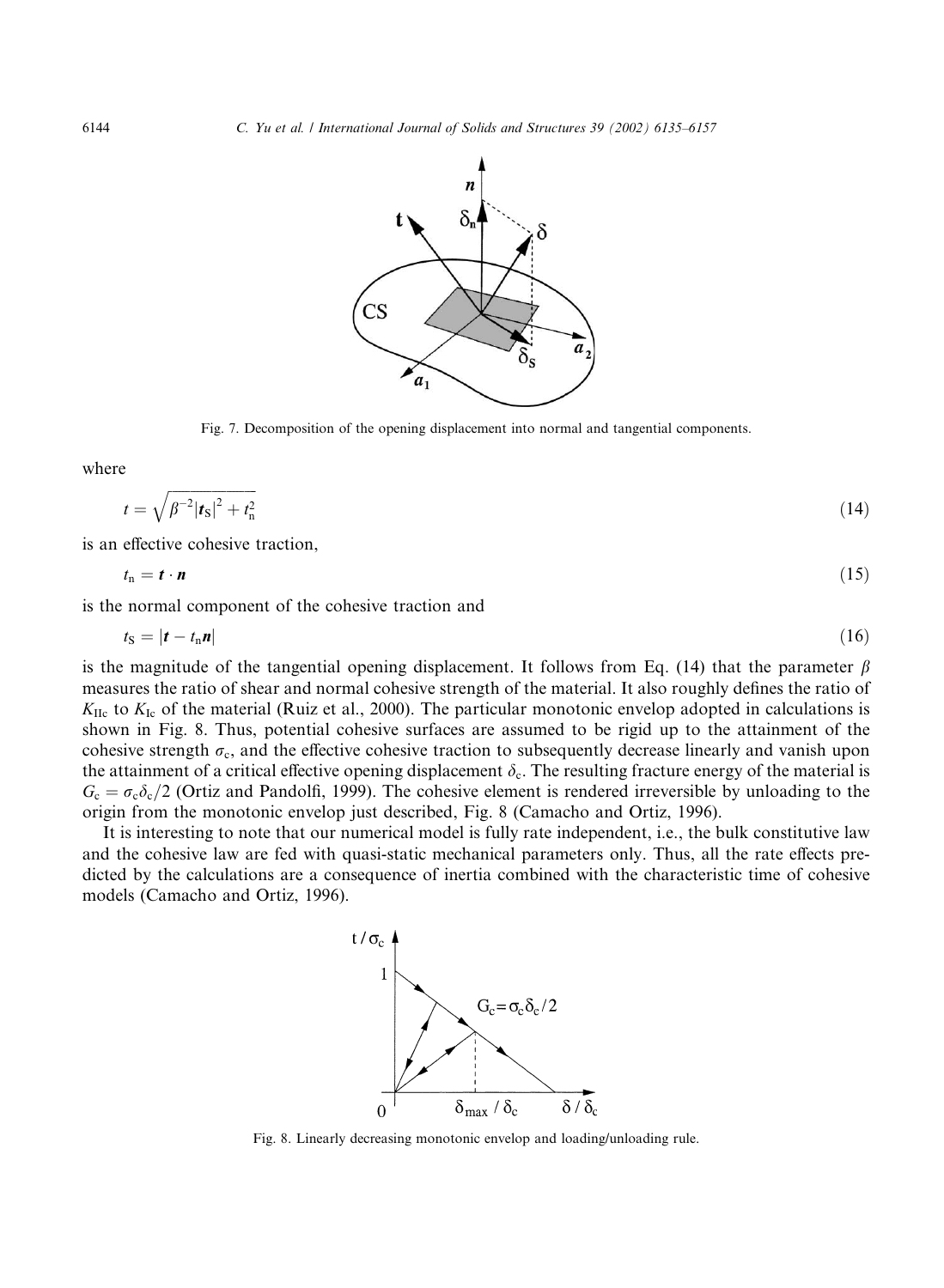Fig. 7. Decomposition of the opening displacement into normal and tangential components.

where

$$t = \sqrt{\beta^{-2}|\boldsymbol{t}_S|^2 + t_n^2} \tag{14}$$

is an effective cohesive traction,

$$t_n = \boldsymbol{t} \cdot \boldsymbol{n} \tag{15}$$

is the normal component of the cohesive traction and

$$t_S = |\boldsymbol{t} - t_n \boldsymbol{n}| \tag{16}$$

is the magnitude of the tangential opening displacement. It follows from Eq. (14) that the parameter $\beta$ measures the ratio of shear and normal cohesive strength of the material. It also roughly defines the ratio of $K_{IIc}$ to $K_{Ic}$ of the material (Ruiz et al., 2000). The particular monotonic envelop adopted in calculations is shown in Fig. 8. Thus, potential cohesive surfaces are assumed to be rigid up to the attainment of the cohesive strength $\sigma_c$, and the effective cohesive traction to subsequently decrease linearly and vanish upon the attainment of a critical effective opening displacement $\delta_c$. The resulting fracture energy of the material is $G_c = \sigma_c \delta_c / 2$ (Ortiz and Pandolfi, 1999). The cohesive element is rendered irreversible by unloading to the origin from the monotonic envelop just described, Fig. 8 (Camacho and Ortiz, 1996).

It is interesting to note that our numerical model is fully rate independent, i.e., the bulk constitutive law and the cohesive law are fed with quasi-static mechanical parameters only. Thus, all the rate effects predicted by the calculations are a consequence of inertia combined with the characteristic time of cohesive models (Camacho and Ortiz, 1996).

Fig. 8. Linearly decreasing monotonic envelop and loading/unloading rule.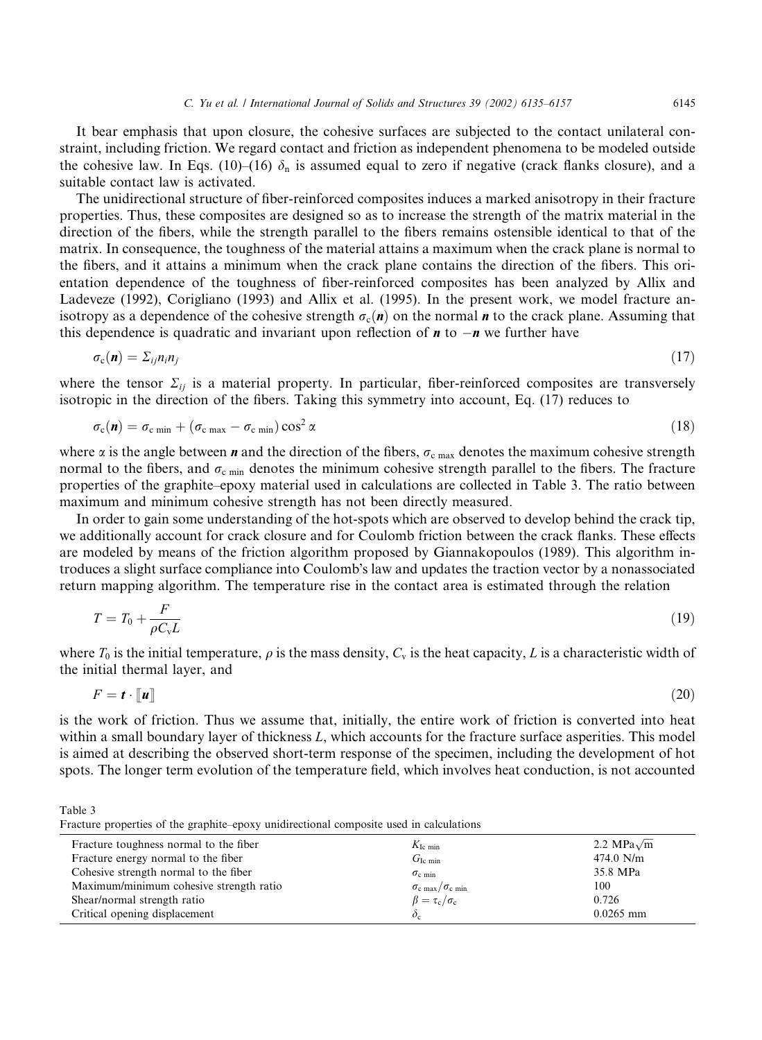It bear emphasis that upon closure, the cohesive surfaces are subjected to the contact unilateral constraint, including friction. We regard contact and friction as independent phenomena to be modeled outside the cohesive law. In Eqs. (10)–(16) $\delta_n$ is assumed equal to zero if negative (crack flanks closure), and a suitable contact law is activated.

The unidirectional structure of fiber-reinforced composites induces a marked anisotropy in their fracture properties. Thus, these composites are designed so as to increase the strength of the matrix material in the direction of the fibers, while the strength parallel to the fibers remains ostensible identical to that of the matrix. In consequence, the toughness of the material attains a maximum when the crack plane is normal to the fibers, and it attains a minimum when the crack plane contains the direction of the fibers. This orientation dependence of the toughness of fiber-reinforced composites has been analyzed by Allix and Ladeveze (1992), Corigliano (1993) and Allix et al. (1995). In the present work, we model fracture anisotropy as a dependence of the cohesive strength $\sigma_c(\boldsymbol{n})$ on the normal $\boldsymbol{n}$ to the crack plane. Assuming that this dependence is quadratic and invariant upon reflection of $\boldsymbol{n}$ to $-\boldsymbol{n}$ we further have

$$\sigma_c(\boldsymbol{n}) = \Sigma_{ij} n_i n_j \tag{17}$$

where the tensor $\Sigma_{ij}$ is a material property. In particular, fiber-reinforced composites are transversely isotropic in the direction of the fibers. Taking this symmetry into account, Eq. (17) reduces to

$$\sigma_c(\boldsymbol{n}) = \sigma_{c\,\min} + (\sigma_{c\,\max} - \sigma_{c\,\min}) \cos^2 \alpha \tag{18}$$

where $\alpha$ is the angle between $\boldsymbol{n}$ and the direction of the fibers, $\sigma_{c\,\max}$ denotes the maximum cohesive strength normal to the fibers, and $\sigma_{c\,\min}$ denotes the minimum cohesive strength parallel to the fibers. The fracture properties of the graphite–epoxy material used in calculations are collected in Table 3. The ratio between maximum and minimum cohesive strength has not been directly measured.

In order to gain some understanding of the hot-spots which are observed to develop behind the crack tip, we additionally account for crack closure and for Coulomb friction between the crack flanks. These effects are modeled by means of the friction algorithm proposed by Giannakopoulos (1989). This algorithm introduces a slight surface compliance into Coulomb's law and updates the traction vector by a nonassociated return mapping algorithm. The temperature rise in the contact area is estimated through the relation

$$T = T_0 + \frac{F}{\rho C_v L} \tag{19}$$

where $T_0$ is the initial temperature, $\rho$ is the mass density, $C_v$ is the heat capacity, $L$ is a characteristic width of the initial thermal layer, and

$$F = \boldsymbol{t} \cdot [\![\boldsymbol{u}]\!] \tag{20}$$

is the work of friction. Thus we assume that, initially, the entire work of friction is converted into heat within a small boundary layer of thickness $L$, which accounts for the fracture surface asperities. This model is aimed at describing the observed short-term response of the specimen, including the development of hot spots. The longer term evolution of the temperature field, which involves heat conduction, is not accounted

Table 3
Fracture properties of the graphite–epoxy unidirectional composite used in calculations

| | | |
|---|---|---|
| Fracture toughness normal to the fiber | $K_{\mathrm{Ic\,min}}$ | 2.2 MPa$\sqrt{\mathrm{m}}$ |
| Fracture energy normal to the fiber | $G_{\mathrm{Ic\,min}}$ | 474.0 N/m |
| Cohesive strength normal to the fiber | $\sigma_{c\,\min}$ | 35.8 MPa |
| Maximum/minimum cohesive strength ratio | $\sigma_{c\,\max}/\sigma_{c\,\min}$ | 100 |
| Shear/normal strength ratio | $\beta = \tau_c/\sigma_c$ | 0.726 |
| Critical opening displacement | $\delta_c$ | 0.0265 mm |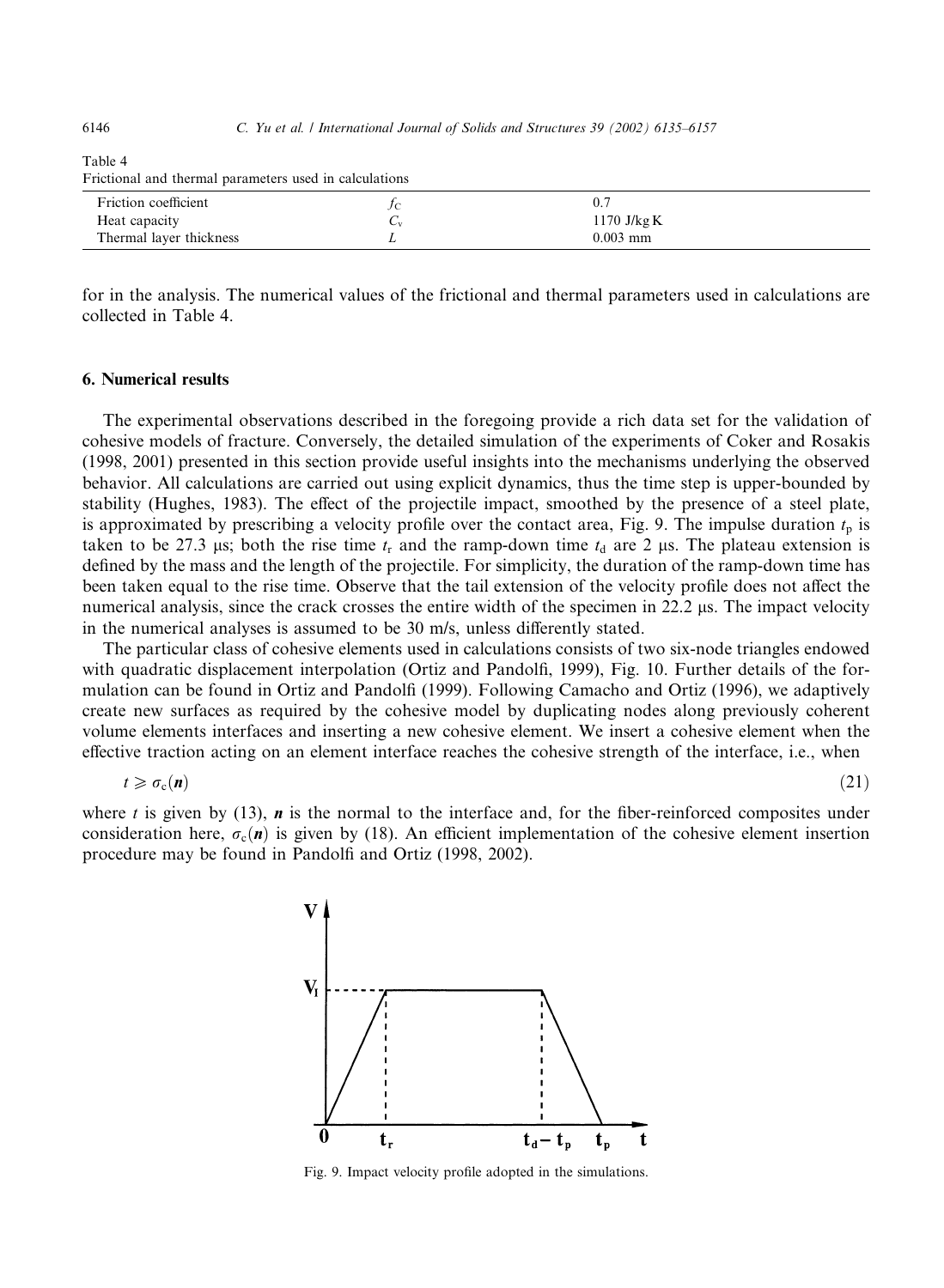Table 4
Frictional and thermal parameters used in calculations

| | | |
|---|---|---|
| Friction coefficient | $f_C$ | 0.7 |
| Heat capacity | $C_v$ | 1170 J/kg K |
| Thermal layer thickness | $L$ | 0.003 mm |

for in the analysis. The numerical values of the frictional and thermal parameters used in calculations are collected in Table 4.

## 6. Numerical results

The experimental observations described in the foregoing provide a rich data set for the validation of cohesive models of fracture. Conversely, the detailed simulation of the experiments of Coker and Rosakis (1998, 2001) presented in this section provide useful insights into the mechanisms underlying the observed behavior. All calculations are carried out using explicit dynamics, thus the time step is upper-bounded by stability (Hughes, 1983). The effect of the projectile impact, smoothed by the presence of a steel plate, is approximated by prescribing a velocity profile over the contact area, Fig. 9. The impulse duration $t_p$ is taken to be 27.3 μs; both the rise time $t_r$ and the ramp-down time $t_d$ are 2 μs. The plateau extension is defined by the mass and the length of the projectile. For simplicity, the duration of the ramp-down time has been taken equal to the rise time. Observe that the tail extension of the velocity profile does not affect the numerical analysis, since the crack crosses the entire width of the specimen in 22.2 μs. The impact velocity in the numerical analyses is assumed to be 30 m/s, unless differently stated.

The particular class of cohesive elements used in calculations consists of two six-node triangles endowed with quadratic displacement interpolation (Ortiz and Pandolfi, 1999), Fig. 10. Further details of the formulation can be found in Ortiz and Pandolfi (1999). Following Camacho and Ortiz (1996), we adaptively create new surfaces as required by the cohesive model by duplicating nodes along previously coherent volume elements interfaces and inserting a new cohesive element. We insert a cohesive element when the effective traction acting on an element interface reaches the cohesive strength of the interface, i.e., when

$$t \geqslant \sigma_c(\boldsymbol{n}) \tag{21}$$

where $t$ is given by (13), $\boldsymbol{n}$ is the normal to the interface and, for the fiber-reinforced composites under consideration here, $\sigma_c(\boldsymbol{n})$ is given by (18). An efficient implementation of the cohesive element insertion procedure may be found in Pandolfi and Ortiz (1998, 2002).

Fig. 9. Impact velocity profile adopted in the simulations.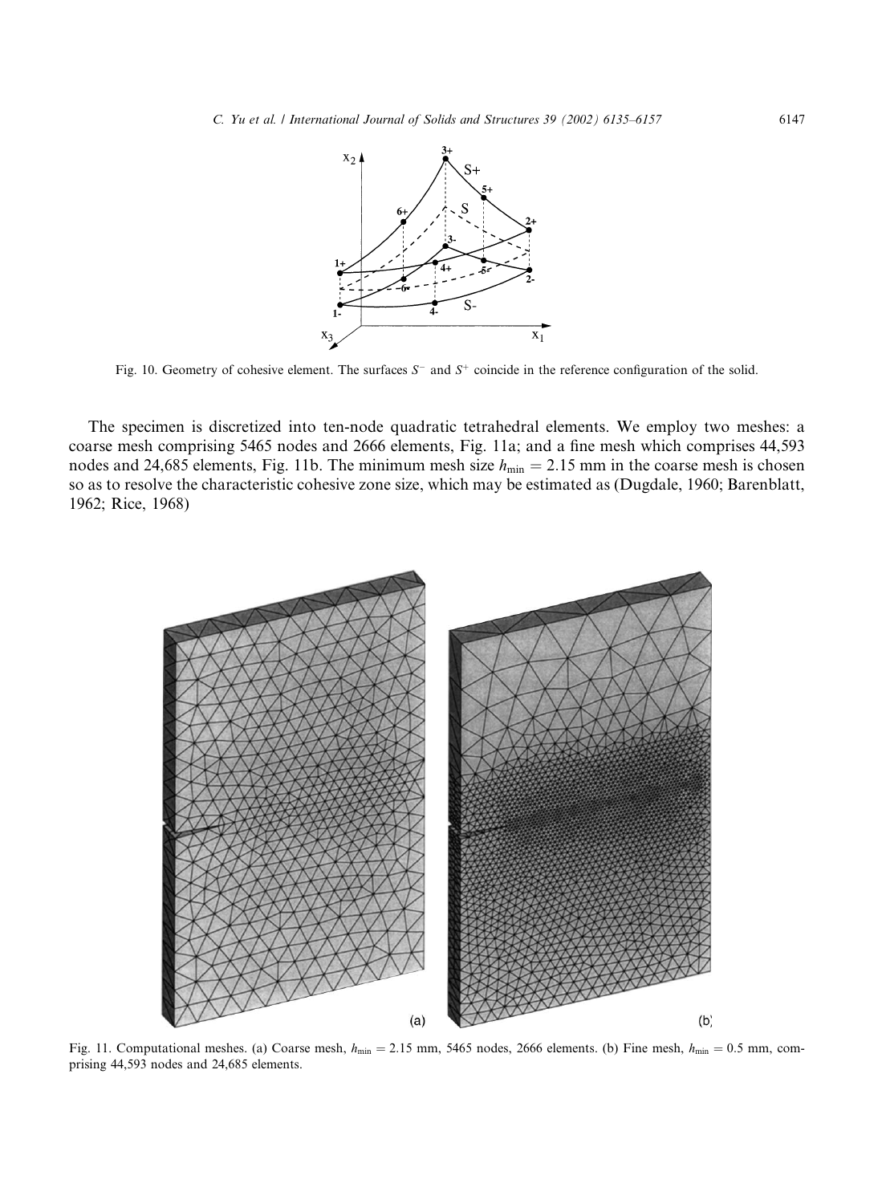Fig. 10. Geometry of cohesive element. The surfaces $S^-$ and $S^+$ coincide in the reference configuration of the solid.

The specimen is discretized into ten-node quadratic tetrahedral elements. We employ two meshes: a coarse mesh comprising 5465 nodes and 2666 elements, Fig. 11a; and a fine mesh which comprises 44,593 nodes and 24,685 elements, Fig. 11b. The minimum mesh size $h_{\min} = 2.15$ mm in the coarse mesh is chosen so as to resolve the characteristic cohesive zone size, which may be estimated as (Dugdale, 1960; Barenblatt, 1962; Rice, 1968)

Fig. 11. Computational meshes. (a) Coarse mesh, $h_{\min} = 2.15$ mm, 5465 nodes, 2666 elements. (b) Fine mesh, $h_{\min} = 0.5$ mm, comprising 44,593 nodes and 24,685 elements.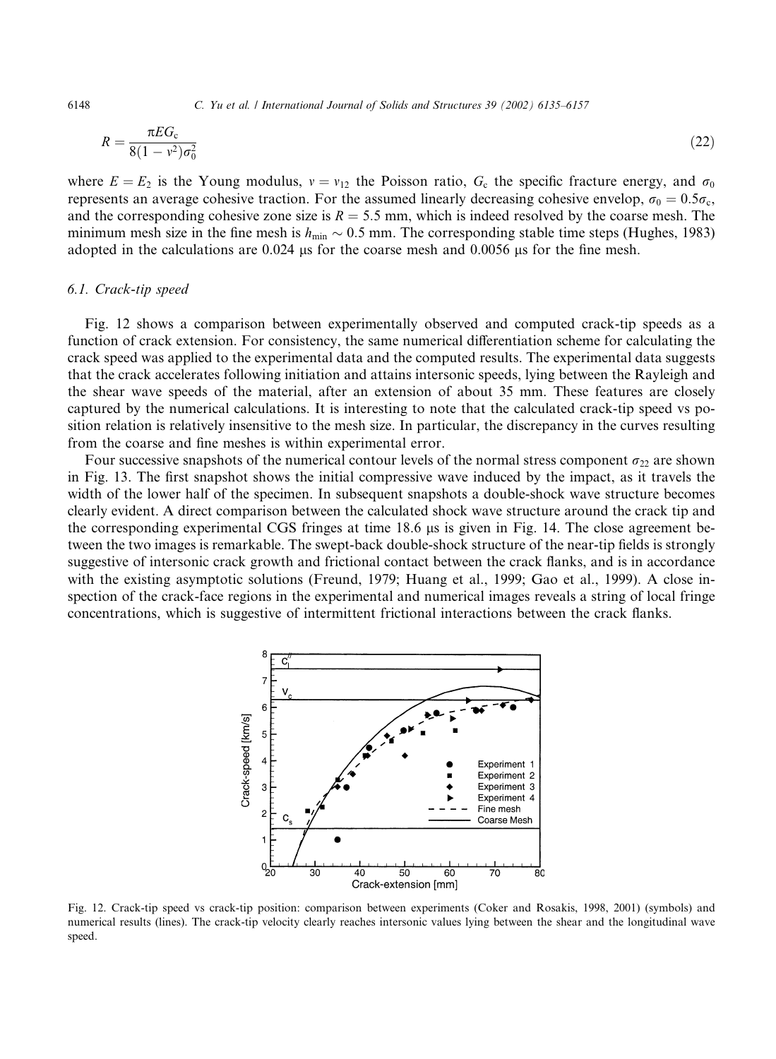$$R = \frac{\pi E G_c}{8(1 - \nu^2)\sigma_0^2} \tag{22}$$

where $E = E_2$ is the Young modulus, $\nu = \nu_{12}$ the Poisson ratio, $G_c$ the specific fracture energy, and $\sigma_0$ represents an average cohesive traction. For the assumed linearly decreasing cohesive envelop, $\sigma_0 = 0.5\sigma_c$, and the corresponding cohesive zone size is $R = 5.5$ mm, which is indeed resolved by the coarse mesh. The minimum mesh size in the fine mesh is $h_{\min} \sim 0.5$ mm. The corresponding stable time steps (Hughes, 1983) adopted in the calculations are 0.024 μs for the coarse mesh and 0.0056 μs for the fine mesh.

### 6.1. Crack-tip speed

Fig. 12 shows a comparison between experimentally observed and computed crack-tip speeds as a function of crack extension. For consistency, the same numerical differentiation scheme for calculating the crack speed was applied to the experimental data and the computed results. The experimental data suggests that the crack accelerates following initiation and attains intersonic speeds, lying between the Rayleigh and the shear wave speeds of the material, after an extension of about 35 mm. These features are closely captured by the numerical calculations. It is interesting to note that the calculated crack-tip speed vs position relation is relatively insensitive to the mesh size. In particular, the discrepancy in the curves resulting from the coarse and fine meshes is within experimental error.

Four successive snapshots of the numerical contour levels of the normal stress component $\sigma_{22}$ are shown in Fig. 13. The first snapshot shows the initial compressive wave induced by the impact, as it travels the width of the lower half of the specimen. In subsequent snapshots a double-shock wave structure becomes clearly evident. A direct comparison between the calculated shock wave structure around the crack tip and the corresponding experimental CGS fringes at time 18.6 μs is given in Fig. 14. The close agreement between the two images is remarkable. The swept-back double-shock structure of the near-tip fields is strongly suggestive of intersonic crack growth and frictional contact between the crack flanks, and is in accordance with the existing asymptotic solutions (Freund, 1979; Huang et al., 1999; Gao et al., 1999). A close inspection of the crack-face regions in the experimental and numerical images reveals a string of local fringe concentrations, which is suggestive of intermittent frictional interactions between the crack flanks.

Fig. 12. Crack-tip speed vs crack-tip position: comparison between experiments (Coker and Rosakis, 1998, 2001) (symbols) and numerical results (lines). The crack-tip velocity clearly reaches intersonic values lying between the shear and the longitudinal wave speed.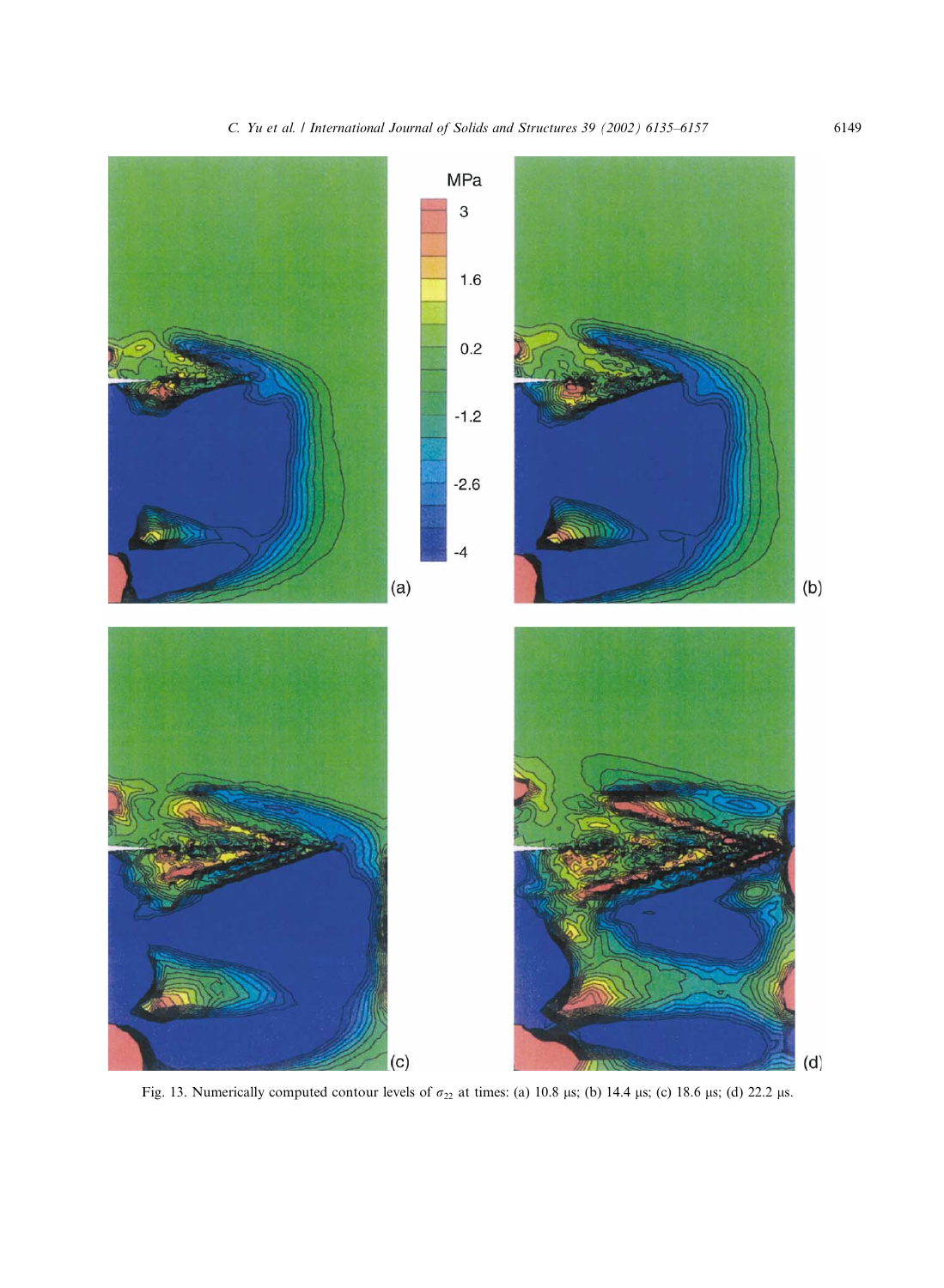Fig. 13. Numerically computed contour levels of $\sigma_{22}$ at times: (a) 10.8 μs; (b) 14.4 μs; (c) 18.6 μs; (d) 22.2 μs.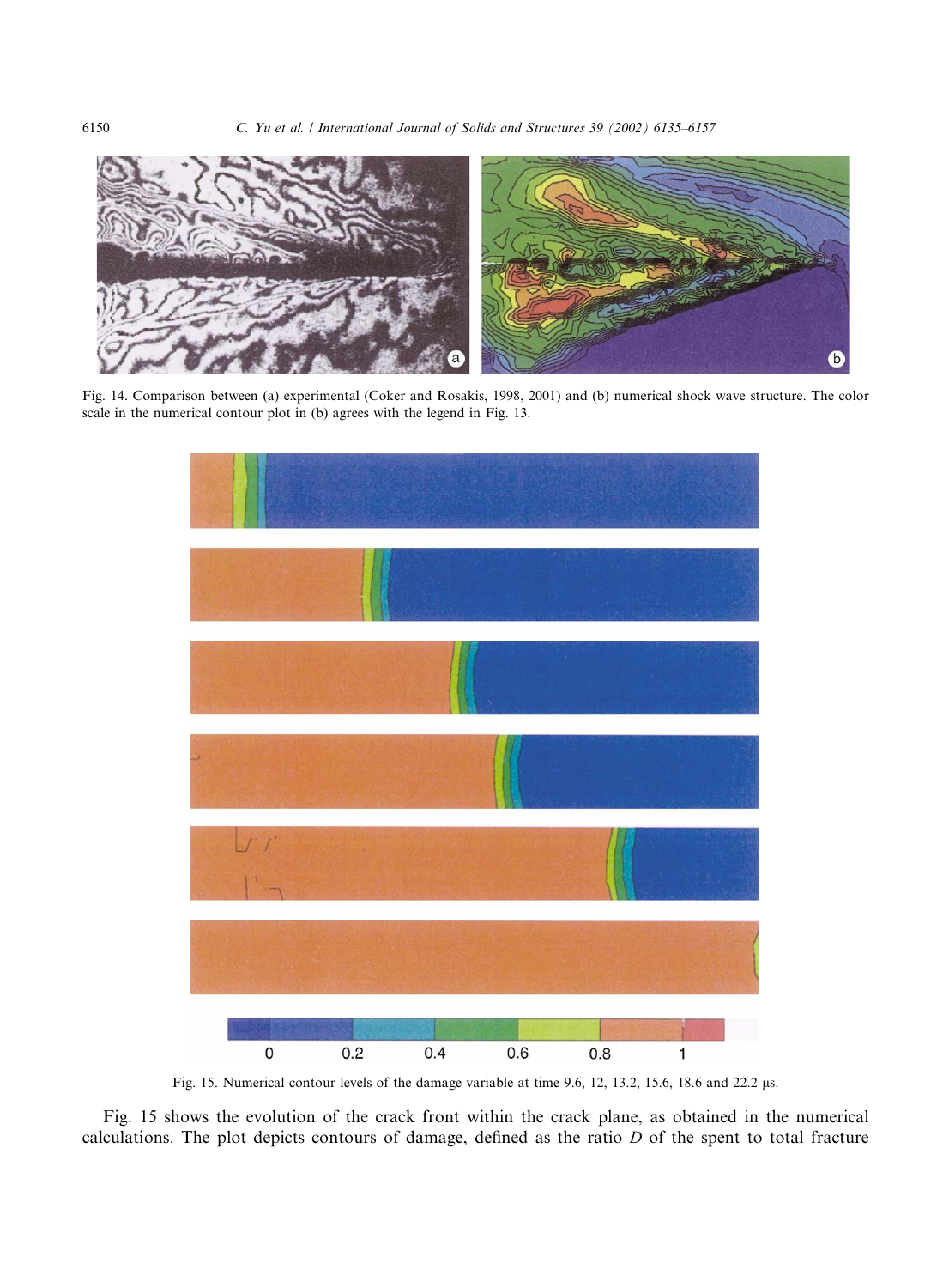Fig. 14. Comparison between (a) experimental (Coker and Rosakis, 1998, 2001) and (b) numerical shock wave structure. The color scale in the numerical contour plot in (b) agrees with the legend in Fig. 13.

Fig. 15. Numerical contour levels of the damage variable at time 9.6, 12, 13.2, 15.6, 18.6 and 22.2 μs.

Fig. 15 shows the evolution of the crack front within the crack plane, as obtained in the numerical calculations. The plot depicts contours of damage, defined as the ratio $D$ of the spent to total fracture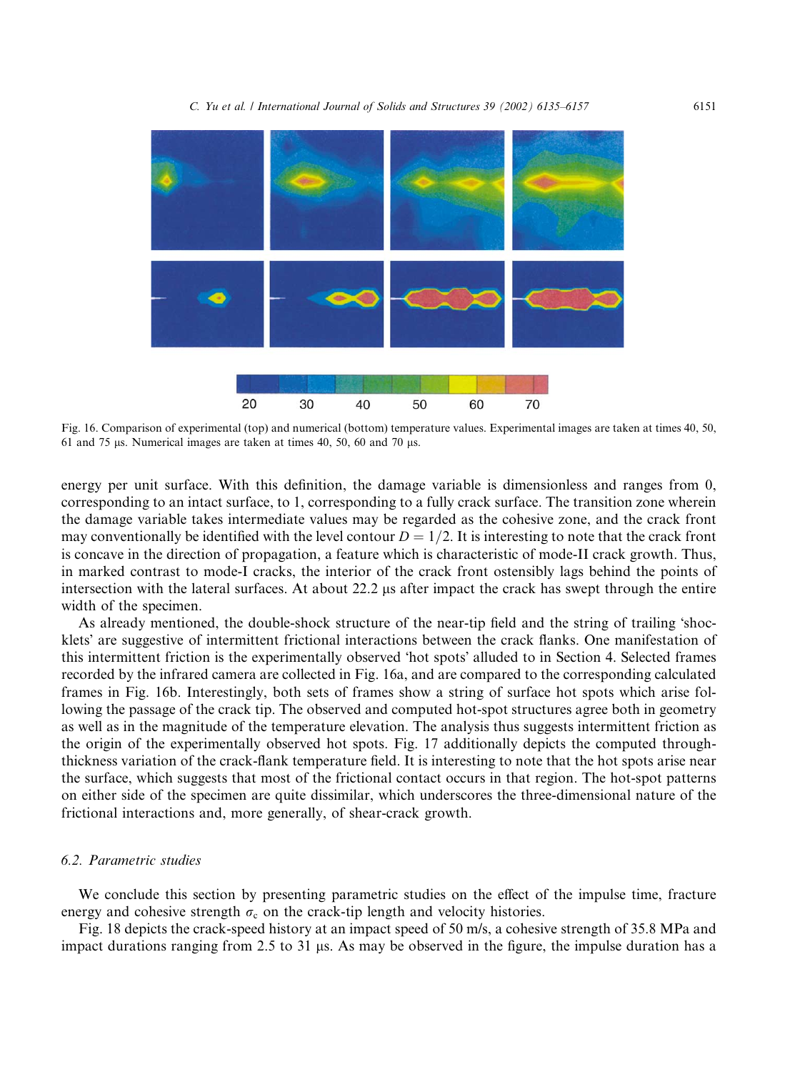Fig. 16. Comparison of experimental (top) and numerical (bottom) temperature values. Experimental images are taken at times 40, 50, 61 and 75 μs. Numerical images are taken at times 40, 50, 60 and 70 μs.

energy per unit surface. With this definition, the damage variable is dimensionless and ranges from 0, corresponding to an intact surface, to 1, corresponding to a fully crack surface. The transition zone wherein the damage variable takes intermediate values may be regarded as the cohesive zone, and the crack front may conventionally be identified with the level contour $D = 1/2$. It is interesting to note that the crack front is concave in the direction of propagation, a feature which is characteristic of mode-II crack growth. Thus, in marked contrast to mode-I cracks, the interior of the crack front ostensibly lags behind the points of intersection with the lateral surfaces. At about 22.2 μs after impact the crack has swept through the entire width of the specimen.

As already mentioned, the double-shock structure of the near-tip field and the string of trailing 'shocklets' are suggestive of intermittent frictional interactions between the crack flanks. One manifestation of this intermittent friction is the experimentally observed 'hot spots' alluded to in Section 4. Selected frames recorded by the infrared camera are collected in Fig. 16a, and are compared to the corresponding calculated frames in Fig. 16b. Interestingly, both sets of frames show a string of surface hot spots which arise following the passage of the crack tip. The observed and computed hot-spot structures agree both in geometry as well as in the magnitude of the temperature elevation. The analysis thus suggests intermittent friction as the origin of the experimentally observed hot spots. Fig. 17 additionally depicts the computed through-thickness variation of the crack-flank temperature field. It is interesting to note that the hot spots arise near the surface, which suggests that most of the frictional contact occurs in that region. The hot-spot patterns on either side of the specimen are quite dissimilar, which underscores the three-dimensional nature of the frictional interactions and, more generally, of shear-crack growth.

### 6.2. Parametric studies

We conclude this section by presenting parametric studies on the effect of the impulse time, fracture energy and cohesive strength $\sigma_c$ on the crack-tip length and velocity histories.

Fig. 18 depicts the crack-speed history at an impact speed of 50 m/s, a cohesive strength of 35.8 MPa and impact durations ranging from 2.5 to 31 μs. As may be observed in the figure, the impulse duration has a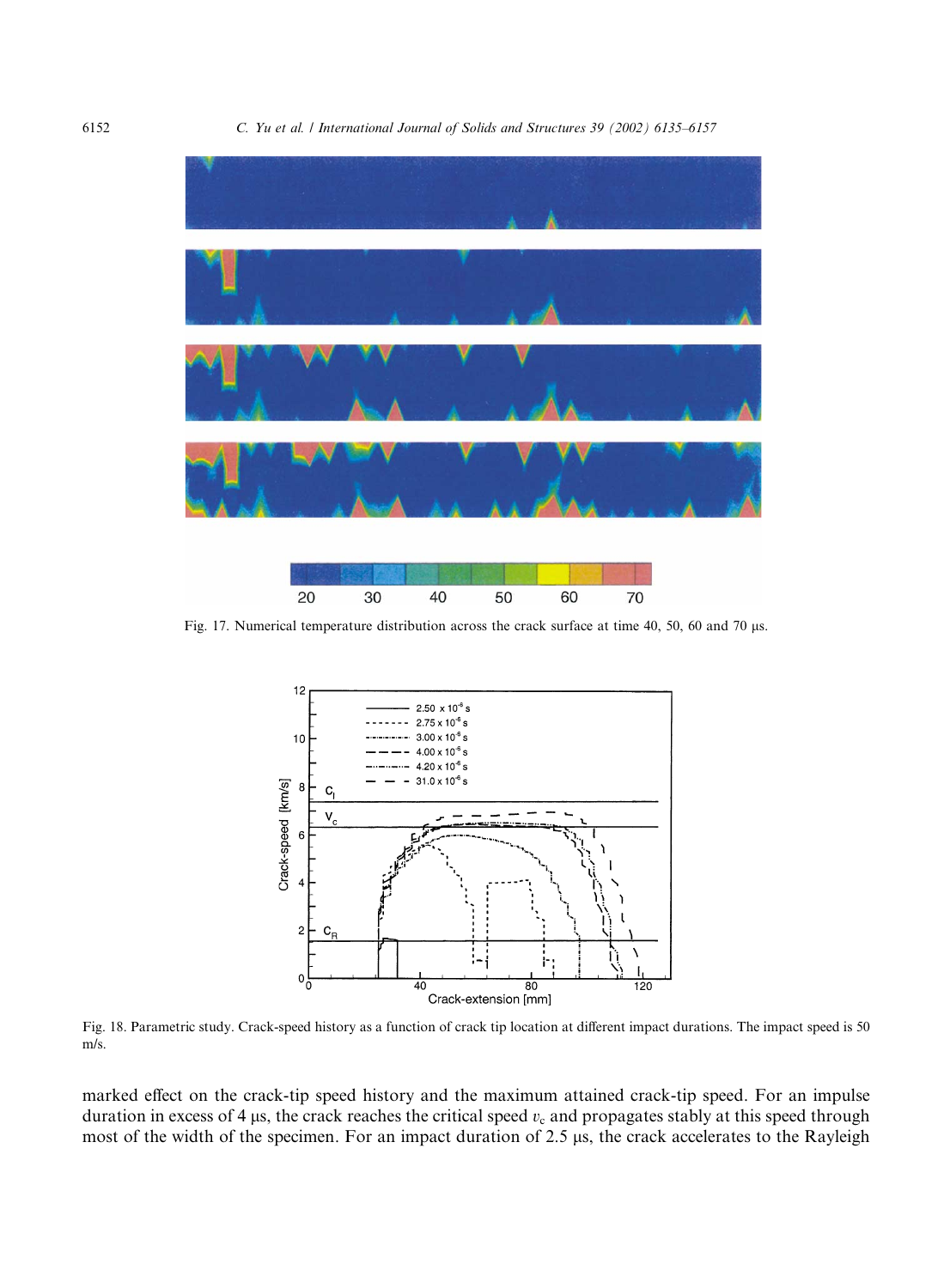Fig. 17. Numerical temperature distribution across the crack surface at time 40, 50, 60 and 70 μs.

Fig. 18. Parametric study. Crack-speed history as a function of crack tip location at different impact durations. The impact speed is 50 m/s.

marked effect on the crack-tip speed history and the maximum attained crack-tip speed. For an impulse duration in excess of 4 μs, the crack reaches the critical speed $v_c$ and propagates stably at this speed through most of the width of the specimen. For an impact duration of 2.5 μs, the crack accelerates to the Rayleigh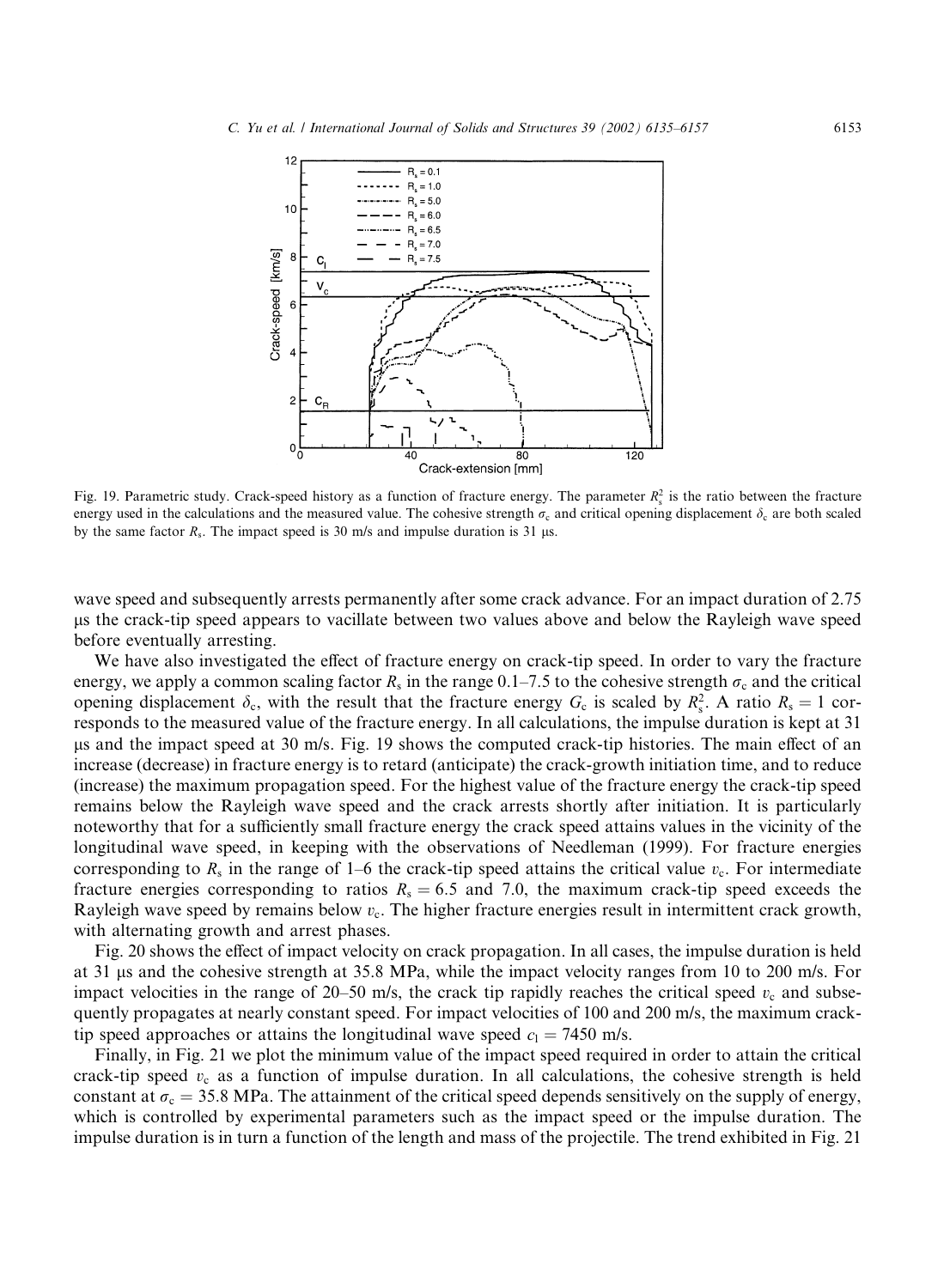Fig. 19. Parametric study. Crack-speed history as a function of fracture energy. The parameter $R_s^2$ is the ratio between the fracture energy used in the calculations and the measured value. The cohesive strength $\sigma_c$ and critical opening displacement $\delta_c$ are both scaled by the same factor $R_s$. The impact speed is 30 m/s and impulse duration is 31 μs.

wave speed and subsequently arrests permanently after some crack advance. For an impact duration of 2.75 μs the crack-tip speed appears to vacillate between two values above and below the Rayleigh wave speed before eventually arresting.

We have also investigated the effect of fracture energy on crack-tip speed. In order to vary the fracture energy, we apply a common scaling factor $R_s$ in the range 0.1–7.5 to the cohesive strength $\sigma_c$ and the critical opening displacement $\delta_c$, with the result that the fracture energy $G_c$ is scaled by $R_s^2$. A ratio $R_s = 1$ corresponds to the measured value of the fracture energy. In all calculations, the impulse duration is kept at 31 μs and the impact speed at 30 m/s. Fig. 19 shows the computed crack-tip histories. The main effect of an increase (decrease) in fracture energy is to retard (anticipate) the crack-growth initiation time, and to reduce (increase) the maximum propagation speed. For the highest value of the fracture energy the crack-tip speed remains below the Rayleigh wave speed and the crack arrests shortly after initiation. It is particularly noteworthy that for a sufficiently small fracture energy the crack speed attains values in the vicinity of the longitudinal wave speed, in keeping with the observations of Needleman (1999). For fracture energies corresponding to $R_s$ in the range of 1–6 the crack-tip speed attains the critical value $v_c$. For intermediate fracture energies corresponding to ratios $R_s = 6.5$ and 7.0, the maximum crack-tip speed exceeds the Rayleigh wave speed by remains below $v_c$. The higher fracture energies result in intermittent crack growth, with alternating growth and arrest phases.

Fig. 20 shows the effect of impact velocity on crack propagation. In all cases, the impulse duration is held at 31 μs and the cohesive strength at 35.8 MPa, while the impact velocity ranges from 10 to 200 m/s. For impact velocities in the range of 20–50 m/s, the crack tip rapidly reaches the critical speed $v_c$ and subsequently propagates at nearly constant speed. For impact velocities of 100 and 200 m/s, the maximum crack-tip speed approaches or attains the longitudinal wave speed $c_l = 7450$ m/s.

Finally, in Fig. 21 we plot the minimum value of the impact speed required in order to attain the critical crack-tip speed $v_c$ as a function of impulse duration. In all calculations, the cohesive strength is held constant at $\sigma_c = 35.8$ MPa. The attainment of the critical speed depends sensitively on the supply of energy, which is controlled by experimental parameters such as the impact speed or the impulse duration. The impulse duration is in turn a function of the length and mass of the projectile. The trend exhibited in Fig. 21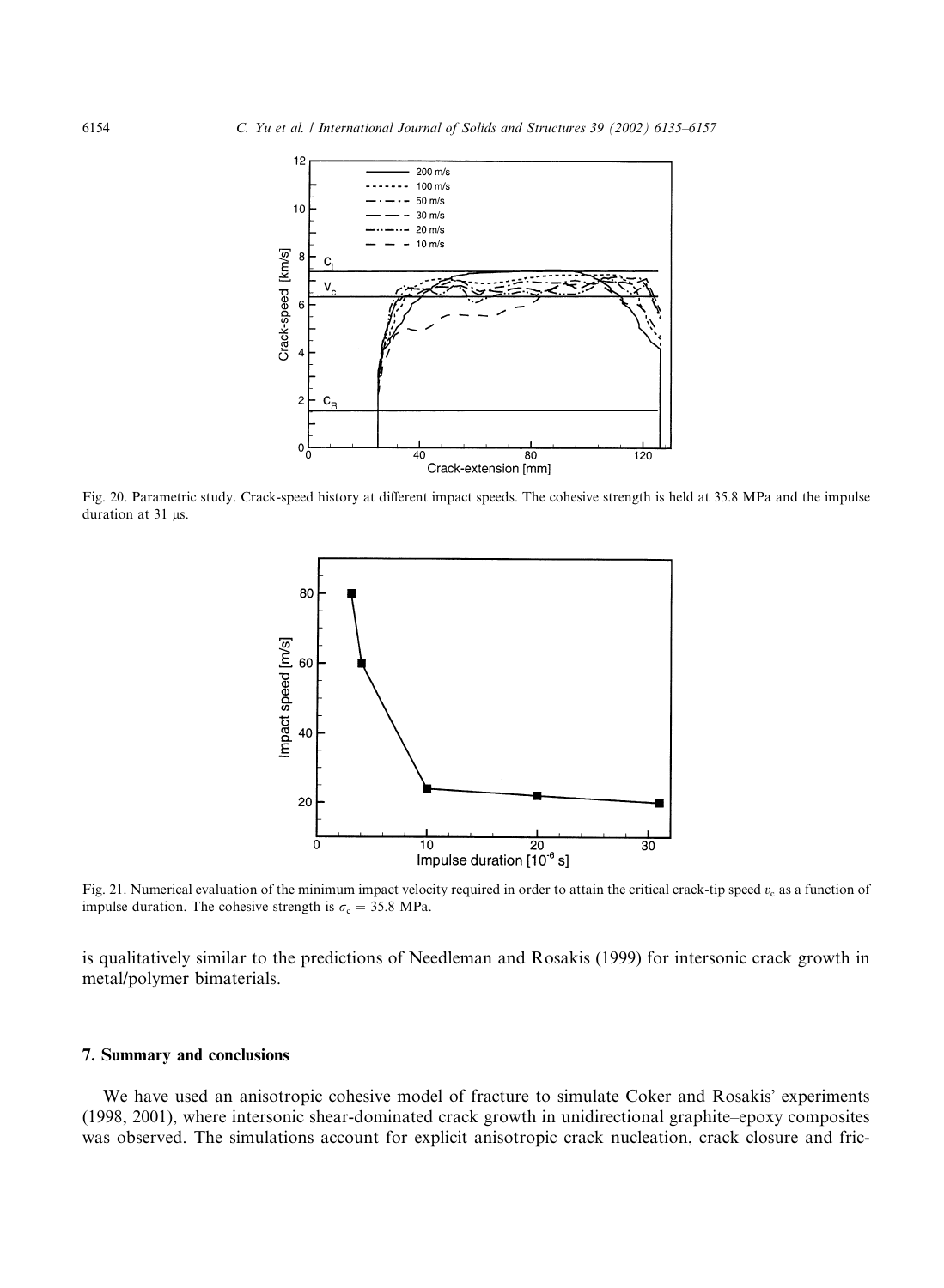Fig. 20. Parametric study. Crack-speed history at different impact speeds. The cohesive strength is held at 35.8 MPa and the impulse duration at 31 μs.

Fig. 21. Numerical evaluation of the minimum impact velocity required in order to attain the critical crack-tip speed $v_c$ as a function of impulse duration. The cohesive strength is $\sigma_c = 35.8$ MPa.

is qualitatively similar to the predictions of Needleman and Rosakis (1999) for intersonic crack growth in metal/polymer bimaterials.

## 7. Summary and conclusions

We have used an anisotropic cohesive model of fracture to simulate Coker and Rosakis' experiments (1998, 2001), where intersonic shear-dominated crack growth in unidirectional graphite–epoxy composites was observed. The simulations account for explicit anisotropic crack nucleation, crack closure and fric-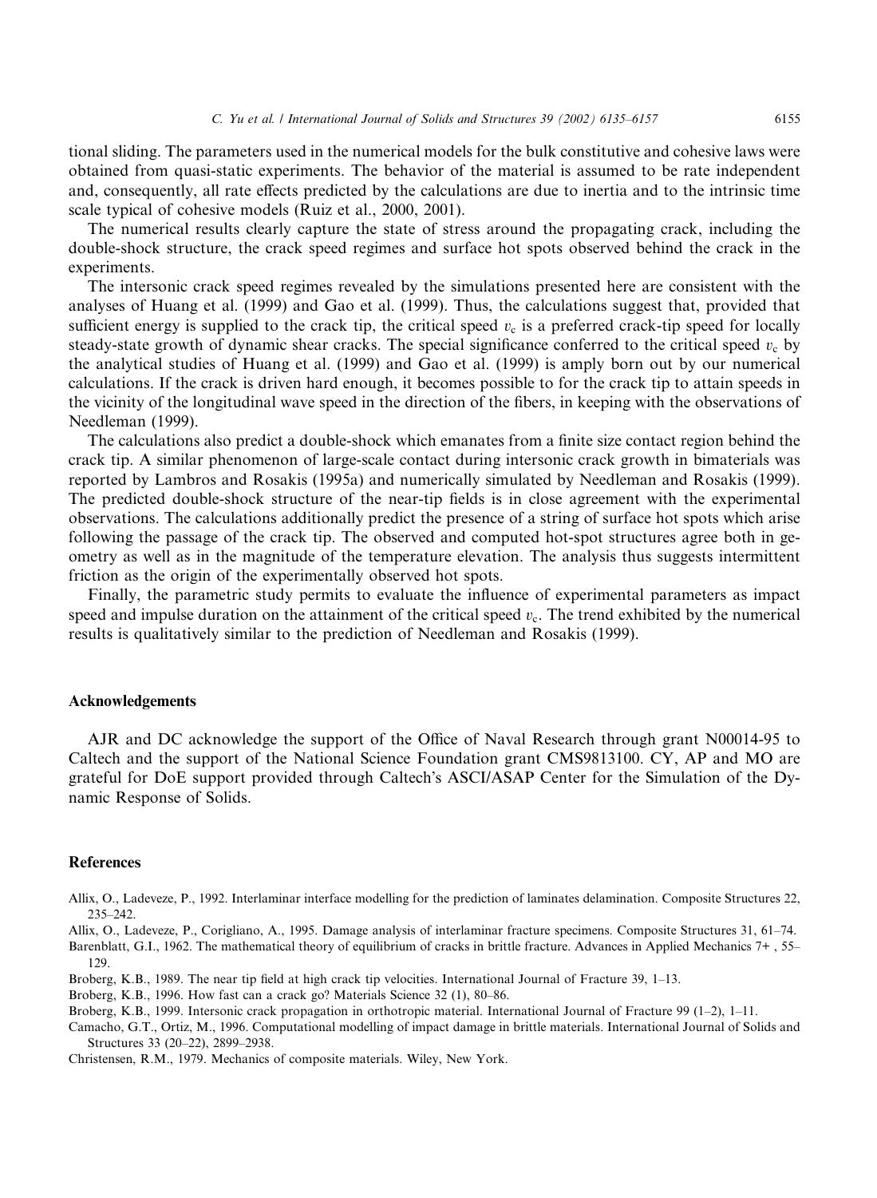tional sliding. The parameters used in the numerical models for the bulk constitutive and cohesive laws were obtained from quasi-static experiments. The behavior of the material is assumed to be rate independent and, consequently, all rate effects predicted by the calculations are due to inertia and to the intrinsic time scale typical of cohesive models (Ruiz et al., 2000, 2001).

The numerical results clearly capture the state of stress around the propagating crack, including the double-shock structure, the crack speed regimes and surface hot spots observed behind the crack in the experiments.

The intersonic crack speed regimes revealed by the simulations presented here are consistent with the analyses of Huang et al. (1999) and Gao et al. (1999). Thus, the calculations suggest that, provided that sufficient energy is supplied to the crack tip, the critical speed $v_c$ is a preferred crack-tip speed for locally steady-state growth of dynamic shear cracks. The special significance conferred to the critical speed $v_c$ by the analytical studies of Huang et al. (1999) and Gao et al. (1999) is amply born out by our numerical calculations. If the crack is driven hard enough, it becomes possible to for the crack tip to attain speeds in the vicinity of the longitudinal wave speed in the direction of the fibers, in keeping with the observations of Needleman (1999).

The calculations also predict a double-shock which emanates from a finite size contact region behind the crack tip. A similar phenomenon of large-scale contact during intersonic crack growth in bimaterials was reported by Lambros and Rosakis (1995a) and numerically simulated by Needleman and Rosakis (1999). The predicted double-shock structure of the near-tip fields is in close agreement with the experimental observations. The calculations additionally predict the presence of a string of surface hot spots which arise following the passage of the crack tip. The observed and computed hot-spot structures agree both in geometry as well as in the magnitude of the temperature elevation. The analysis thus suggests intermittent friction as the origin of the experimentally observed hot spots.

Finally, the parametric study permits to evaluate the influence of experimental parameters as impact speed and impulse duration on the attainment of the critical speed $v_c$. The trend exhibited by the numerical results is qualitatively similar to the prediction of Needleman and Rosakis (1999).

## Acknowledgements

AJR and DC acknowledge the support of the Office of Naval Research through grant N00014-95 to Caltech and the support of the National Science Foundation grant CMS9813100. CY, AP and MO are grateful for DoE support provided through Caltech's ASCI/ASAP Center for the Simulation of the Dynamic Response of Solids.

## References

Allix, O., Ladeveze, P., 1992. Interlaminar interface modelling for the prediction of laminates delamination. Composite Structures 22, 235–242.

Allix, O., Ladeveze, P., Corigliano, A., 1995. Damage analysis of interlaminar fracture specimens. Composite Structures 31, 61–74.

Barenblatt, G.I., 1962. The mathematical theory of equilibrium of cracks in brittle fracture. Advances in Applied Mechanics 7+ , 55–129.

Broberg, K.B., 1989. The near tip field at high crack tip velocities. International Journal of Fracture 39, 1–13.

Broberg, K.B., 1996. How fast can a crack go? Materials Science 32 (1), 80–86.

Broberg, K.B., 1999. Intersonic crack propagation in orthotropic material. International Journal of Fracture 99 (1–2), 1–11.

Camacho, G.T., Ortiz, M., 1996. Computational modelling of impact damage in brittle materials. International Journal of Solids and Structures 33 (20–22), 2899–2938.

Christensen, R.M., 1979. Mechanics of composite materials. Wiley, New York.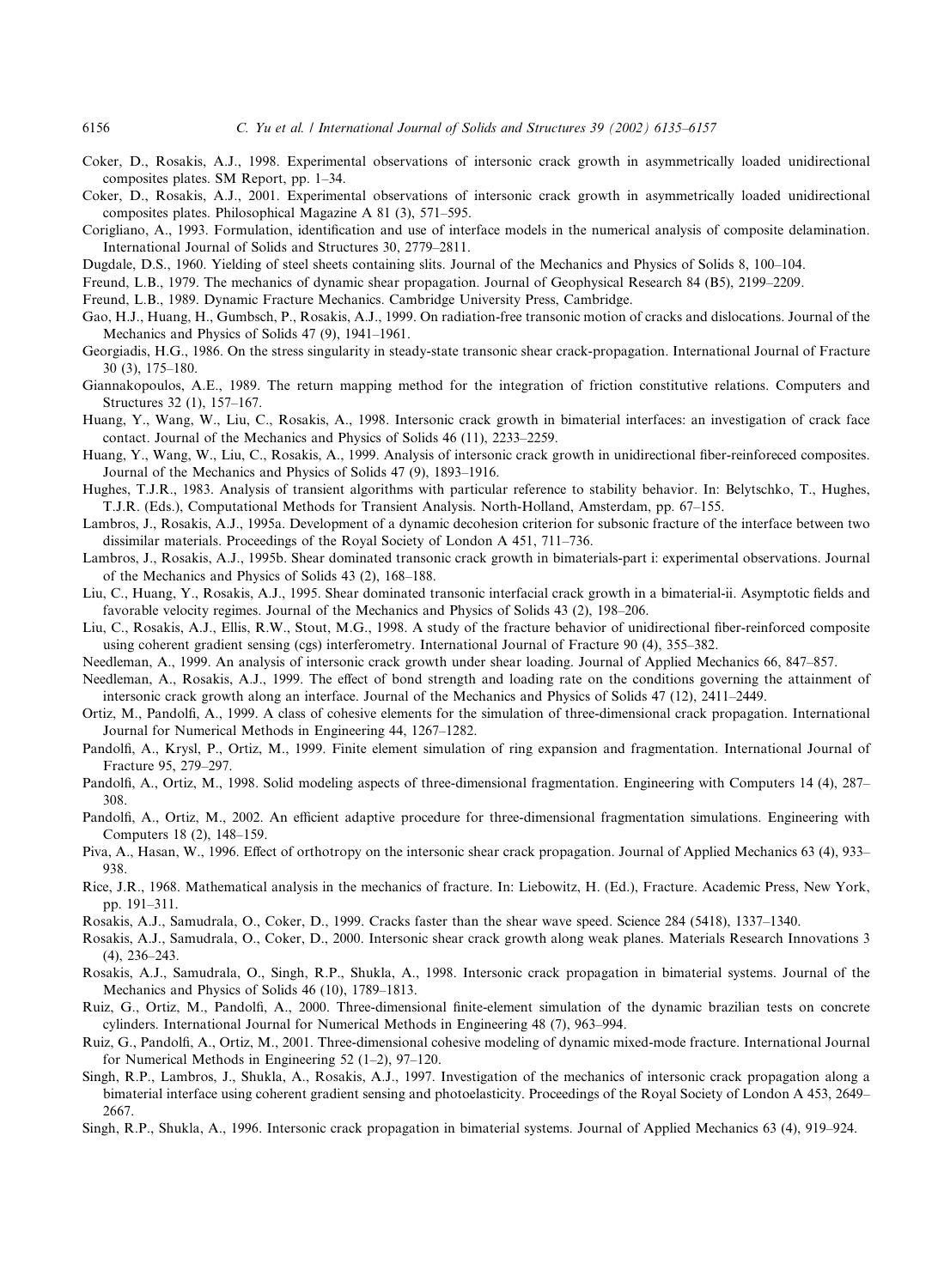Coker, D., Rosakis, A.J., 1998. Experimental observations of intersonic crack growth in asymmetrically loaded unidirectional composites plates. SM Report, pp. 1–34.

Coker, D., Rosakis, A.J., 2001. Experimental observations of intersonic crack growth in asymmetrically loaded unidirectional composites plates. Philosophical Magazine A 81 (3), 571–595.

Corigliano, A., 1993. Formulation, identification and use of interface models in the numerical analysis of composite delamination. International Journal of Solids and Structures 30, 2779–2811.

Dugdale, D.S., 1960. Yielding of steel sheets containing slits. Journal of the Mechanics and Physics of Solids 8, 100–104.

Freund, L.B., 1979. The mechanics of dynamic shear propagation. Journal of Geophysical Research 84 (B5), 2199–2209.

Freund, L.B., 1989. Dynamic Fracture Mechanics. Cambridge University Press, Cambridge.

Gao, H.J., Huang, H., Gumbsch, P., Rosakis, A.J., 1999. On radiation-free transonic motion of cracks and dislocations. Journal of the Mechanics and Physics of Solids 47 (9), 1941–1961.

Georgiadis, H.G., 1986. On the stress singularity in steady-state transonic shear crack-propagation. International Journal of Fracture 30 (3), 175–180.

Giannakopoulos, A.E., 1989. The return mapping method for the integration of friction constitutive relations. Computers and Structures 32 (1), 157–167.

Huang, Y., Wang, W., Liu, C., Rosakis, A., 1998. Intersonic crack growth in bimaterial interfaces: an investigation of crack face contact. Journal of the Mechanics and Physics of Solids 46 (11), 2233–2259.

Huang, Y., Wang, W., Liu, C., Rosakis, A., 1999. Analysis of intersonic crack growth in unidirectional fiber-reinforeced composites. Journal of the Mechanics and Physics of Solids 47 (9), 1893–1916.

Hughes, T.J.R., 1983. Analysis of transient algorithms with particular reference to stability behavior. In: Belytschko, T., Hughes, T.J.R. (Eds.), Computational Methods for Transient Analysis. North-Holland, Amsterdam, pp. 67–155.

Lambros, J., Rosakis, A.J., 1995a. Development of a dynamic decohesion criterion for subsonic fracture of the interface between two dissimilar materials. Proceedings of the Royal Society of London A 451, 711–736.

Lambros, J., Rosakis, A.J., 1995b. Shear dominated transonic crack growth in bimaterials-part i: experimental observations. Journal of the Mechanics and Physics of Solids 43 (2), 168–188.

Liu, C., Huang, Y., Rosakis, A.J., 1995. Shear dominated transonic interfacial crack growth in a bimaterial-ii. Asymptotic fields and favorable velocity regimes. Journal of the Mechanics and Physics of Solids 43 (2), 198–206.

Liu, C., Rosakis, A.J., Ellis, R.W., Stout, M.G., 1998. A study of the fracture behavior of unidirectional fiber-reinforced composite using coherent gradient sensing (cgs) interferometry. International Journal of Fracture 90 (4), 355–382.

Needleman, A., 1999. An analysis of intersonic crack growth under shear loading. Journal of Applied Mechanics 66, 847–857.

Needleman, A., Rosakis, A.J., 1999. The effect of bond strength and loading rate on the conditions governing the attainment of intersonic crack growth along an interface. Journal of the Mechanics and Physics of Solids 47 (12), 2411–2449.

Ortiz, M., Pandolfi, A., 1999. A class of cohesive elements for the simulation of three-dimensional crack propagation. International Journal for Numerical Methods in Engineering 44, 1267–1282.

Pandolfi, A., Krysl, P., Ortiz, M., 1999. Finite element simulation of ring expansion and fragmentation. International Journal of Fracture 95, 279–297.

Pandolfi, A., Ortiz, M., 1998. Solid modeling aspects of three-dimensional fragmentation. Engineering with Computers 14 (4), 287–308.

Pandolfi, A., Ortiz, M., 2002. An efficient adaptive procedure for three-dimensional fragmentation simulations. Engineering with Computers 18 (2), 148–159.

Piva, A., Hasan, W., 1996. Effect of orthotropy on the intersonic shear crack propagation. Journal of Applied Mechanics 63 (4), 933–938.

Rice, J.R., 1968. Mathematical analysis in the mechanics of fracture. In: Liebowitz, H. (Ed.), Fracture. Academic Press, New York, pp. 191–311.

Rosakis, A.J., Samudrala, O., Coker, D., 1999. Cracks faster than the shear wave speed. Science 284 (5418), 1337–1340.

Rosakis, A.J., Samudrala, O., Coker, D., 2000. Intersonic shear crack growth along weak planes. Materials Research Innovations 3 (4), 236–243.

Rosakis, A.J., Samudrala, O., Singh, R.P., Shukla, A., 1998. Intersonic crack propagation in bimaterial systems. Journal of the Mechanics and Physics of Solids 46 (10), 1789–1813.

Ruiz, G., Ortiz, M., Pandolfi, A., 2000. Three-dimensional finite-element simulation of the dynamic brazilian tests on concrete cylinders. International Journal for Numerical Methods in Engineering 48 (7), 963–994.

Ruiz, G., Pandolfi, A., Ortiz, M., 2001. Three-dimensional cohesive modeling of dynamic mixed-mode fracture. International Journal for Numerical Methods in Engineering 52 (1–2), 97–120.

Singh, R.P., Lambros, J., Shukla, A., Rosakis, A.J., 1997. Investigation of the mechanics of intersonic crack propagation along a bimaterial interface using coherent gradient sensing and photoelasticity. Proceedings of the Royal Society of London A 453, 2649–2667.

Singh, R.P., Shukla, A., 1996. Intersonic crack propagation in bimaterial systems. Journal of Applied Mechanics 63 (4), 919–924.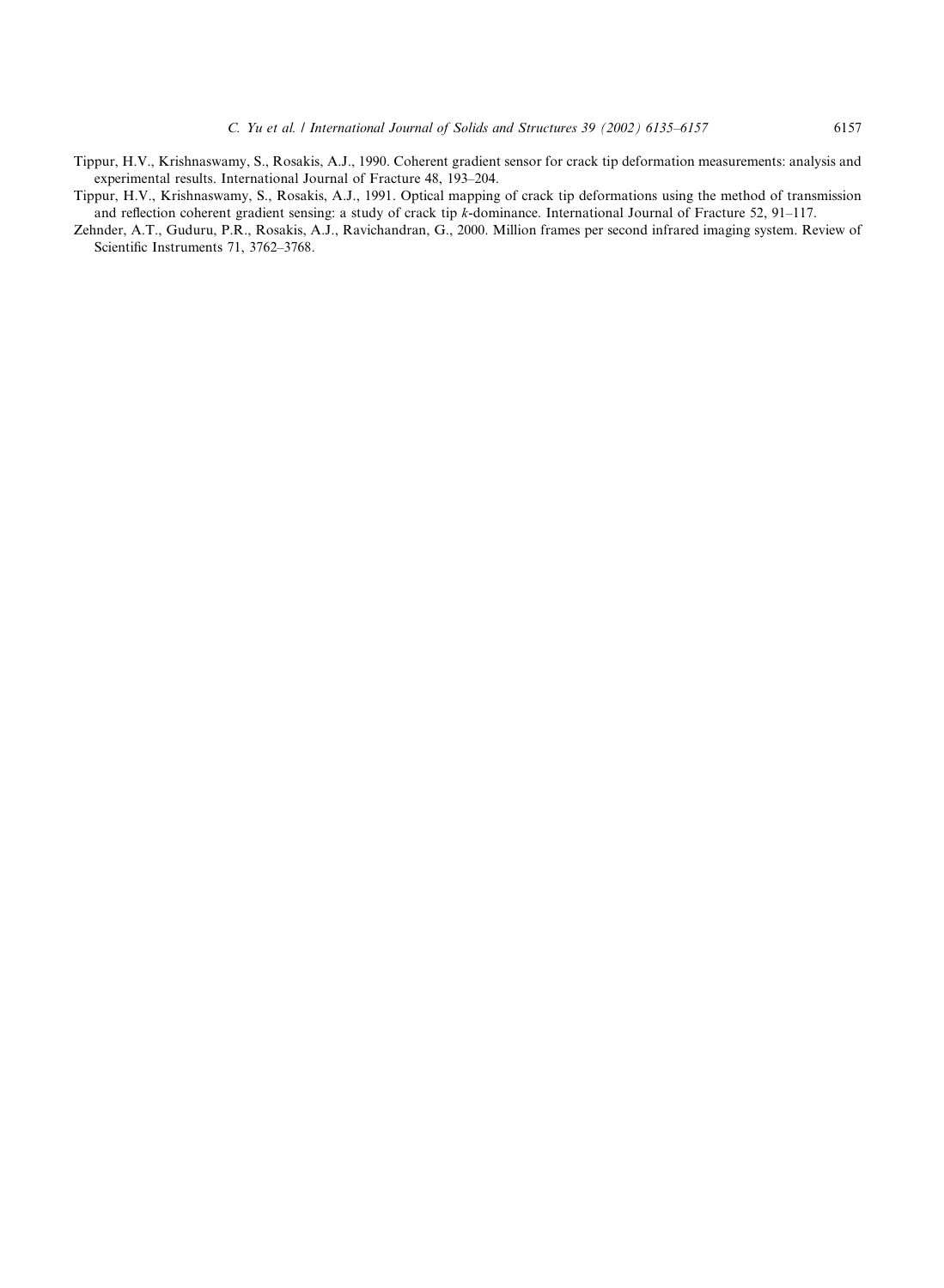Tippur, H.V., Krishnaswamy, S., Rosakis, A.J., 1990. Coherent gradient sensor for crack tip deformation measurements: analysis and experimental results. International Journal of Fracture 48, 193–204.

Tippur, H.V., Krishnaswamy, S., Rosakis, A.J., 1991. Optical mapping of crack tip deformations using the method of transmission and reflection coherent gradient sensing: a study of crack tip *k*-dominance. International Journal of Fracture 52, 91–117.

Zehnder, A.T., Guduru, P.R., Rosakis, A.J., Ravichandran, G., 2000. Million frames per second infrared imaging system. Review of Scientific Instruments 71, 3762–3768.